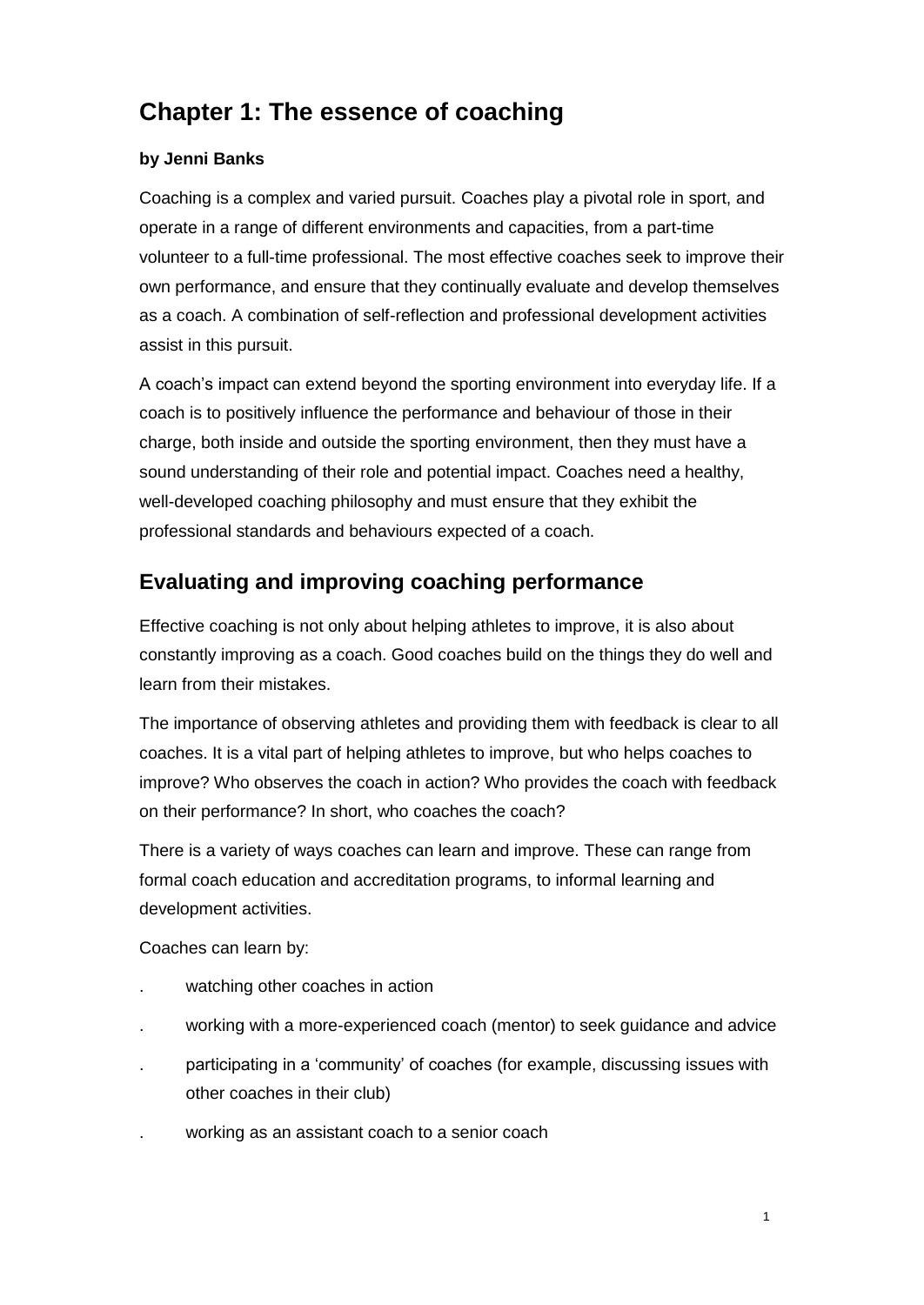# Chapter 1: The essence of coaching

**by Jenni Banks**

Coaching is a complex and varied pursuit. Coaches play a pivotal role in sport, and operate in a range of different environments and capacities, from a part-time volunteer to a full-time professional. The most effective coaches seek to improve their own performance, and ensure that they continually evaluate and develop themselves as a coach. A combination of self-reflection and professional development activities assist in this pursuit.

A coach's impact can extend beyond the sporting environment into everyday life. If a coach is to positively influence the performance and behaviour of those in their charge, both inside and outside the sporting environment, then they must have a sound understanding of their role and potential impact. Coaches need a healthy, well-developed coaching philosophy and must ensure that they exhibit the professional standards and behaviours expected of a coach.

## Evaluating and improving coaching performance

Effective coaching is not only about helping athletes to improve, it is also about constantly improving as a coach. Good coaches build on the things they do well and learn from their mistakes.

The importance of observing athletes and providing them with feedback is clear to all coaches. It is a vital part of helping athletes to improve, but who helps coaches to improve? Who observes the coach in action? Who provides the coach with feedback on their performance? In short, who coaches the coach?

There is a variety of ways coaches can learn and improve. These can range from formal coach education and accreditation programs, to informal learning and development activities.

Coaches can learn by:

- watching other coaches in action
- working with a more-experienced coach (mentor) to seek guidance and advice
- participating in a 'community' of coaches (for example, discussing issues with other coaches in their club)
- working as an assistant coach to a senior coach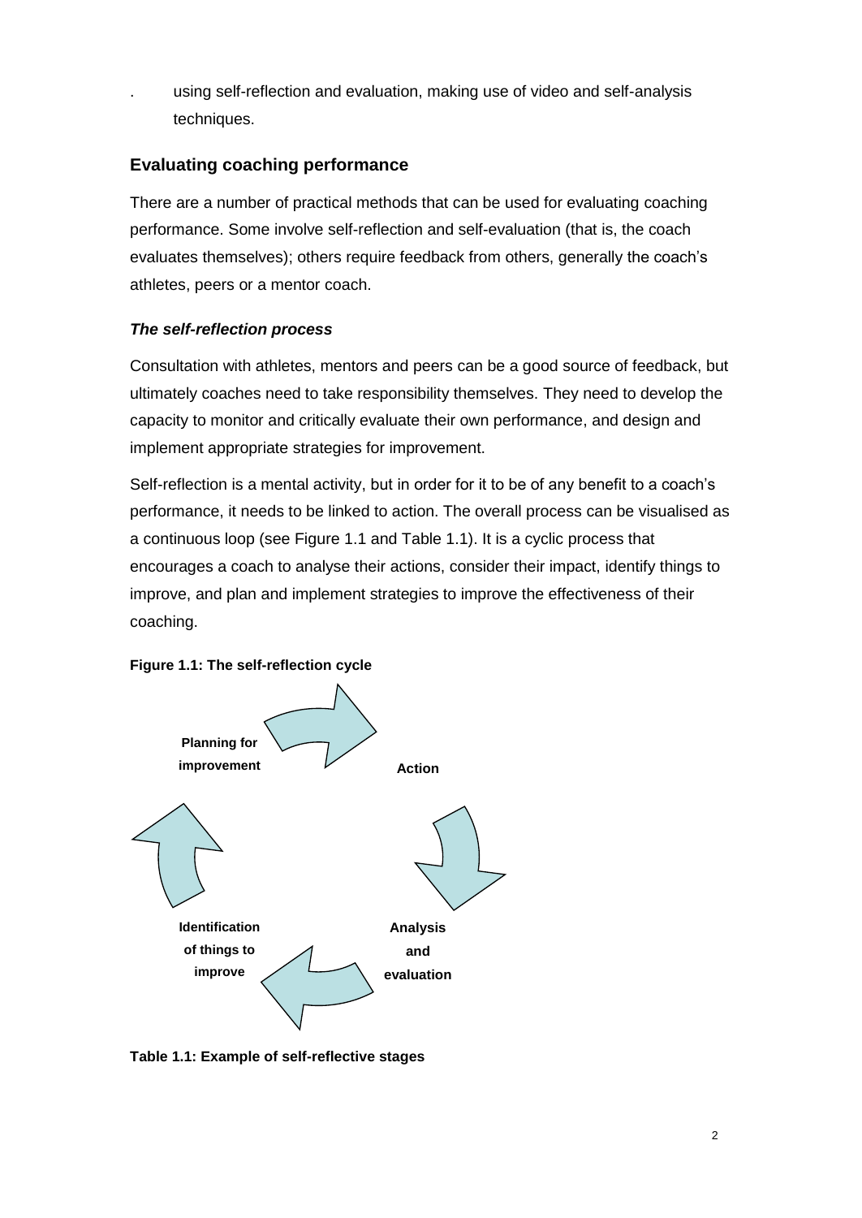- using self-reflection and evaluation, making use of video and self-analysis techniques.

## Evaluating coaching performance

There are a number of practical methods that can be used for evaluating coaching performance. Some involve self-reflection and self-evaluation (that is, the coach evaluates themselves); others require feedback from others, generally the coach's athletes, peers or a mentor coach.

### *The self-reflection process*

Consultation with athletes, mentors and peers can be a good source of feedback, but ultimately coaches need to take responsibility themselves. They need to develop the capacity to monitor and critically evaluate their own performance, and design and implement appropriate strategies for improvement.

Self-reflection is a mental activity, but in order for it to be of any benefit to a coach's performance, it needs to be linked to action. The overall process can be visualised as a continuous loop (see Figure 1.1 and Table 1.1). It is a cyclic process that encourages a coach to analyse their actions, consider their impact, identify things to improve, and plan and implement strategies to improve the effectiveness of their coaching.

**Figure 1.1: The self-reflection cycle**

**Planning for improvement** → **Action** → **Analysis and evaluation** → **Identification of things to improve** → **Planning for improvement**

**Table 1.1: Example of self-reflective stages**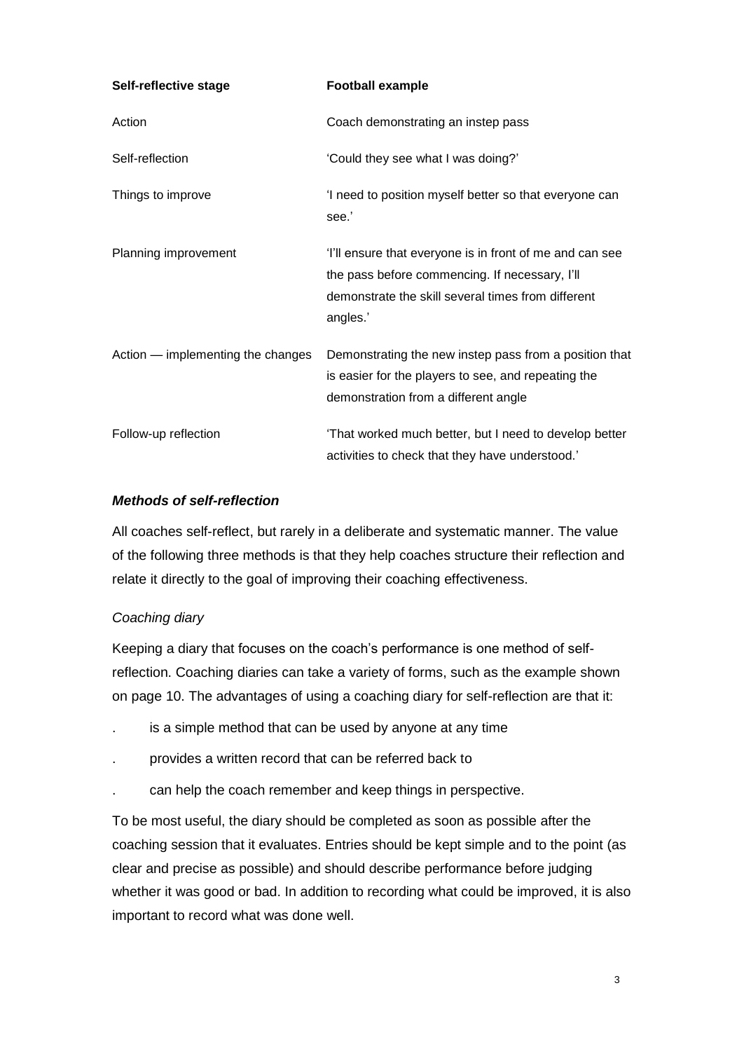| Self-reflective stage | Football example |
| --- | --- |
| Action | Coach demonstrating an instep pass |
| Self-reflection | 'Could they see what I was doing?' |
| Things to improve | 'I need to position myself better so that everyone can see.' |
| Planning improvement | 'I'll ensure that everyone is in front of me and can see the pass before commencing. If necessary, I'll demonstrate the skill several times from different angles.' |
| Action — implementing the changes | Demonstrating the new instep pass from a position that is easier for the players to see, and repeating the demonstration from a different angle |
| Follow-up reflection | 'That worked much better, but I need to develop better activities to check that they have understood.' |

### *Methods of self-reflection*

All coaches self-reflect, but rarely in a deliberate and systematic manner. The value of the following three methods is that they help coaches structure their reflection and relate it directly to the goal of improving their coaching effectiveness.

#### *Coaching diary*

Keeping a diary that focuses on the coach's performance is one method of self-reflection. Coaching diaries can take a variety of forms, such as the example shown on page 10. The advantages of using a coaching diary for self-reflection are that it:

- is a simple method that can be used by anyone at any time
- provides a written record that can be referred back to
- can help the coach remember and keep things in perspective.

To be most useful, the diary should be completed as soon as possible after the coaching session that it evaluates. Entries should be kept simple and to the point (as clear and precise as possible) and should describe performance before judging whether it was good or bad. In addition to recording what could be improved, it is also important to record what was done well.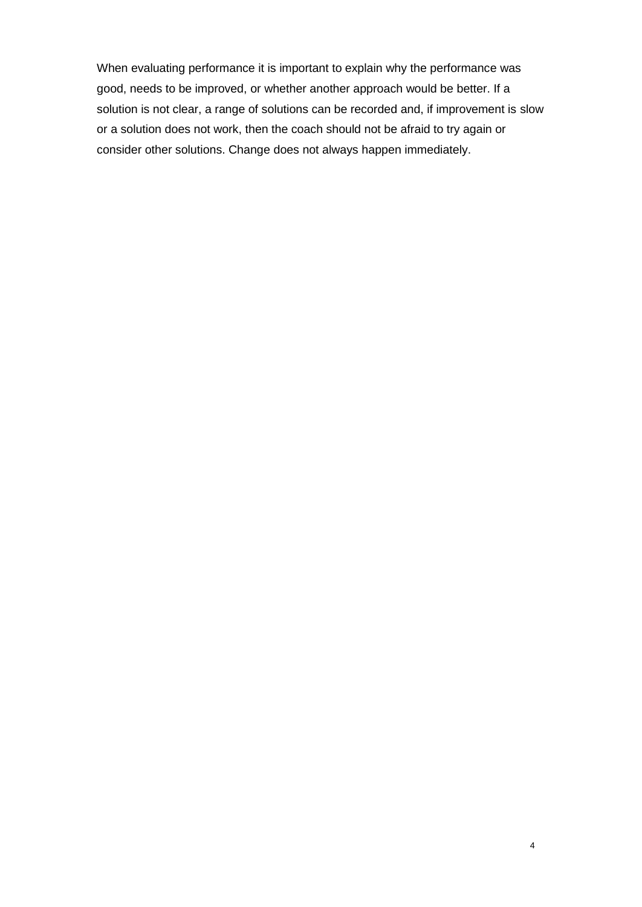When evaluating performance it is important to explain why the performance was good, needs to be improved, or whether another approach would be better. If a solution is not clear, a range of solutions can be recorded and, if improvement is slow or a solution does not work, then the coach should not be afraid to try again or consider other solutions. Change does not always happen immediately.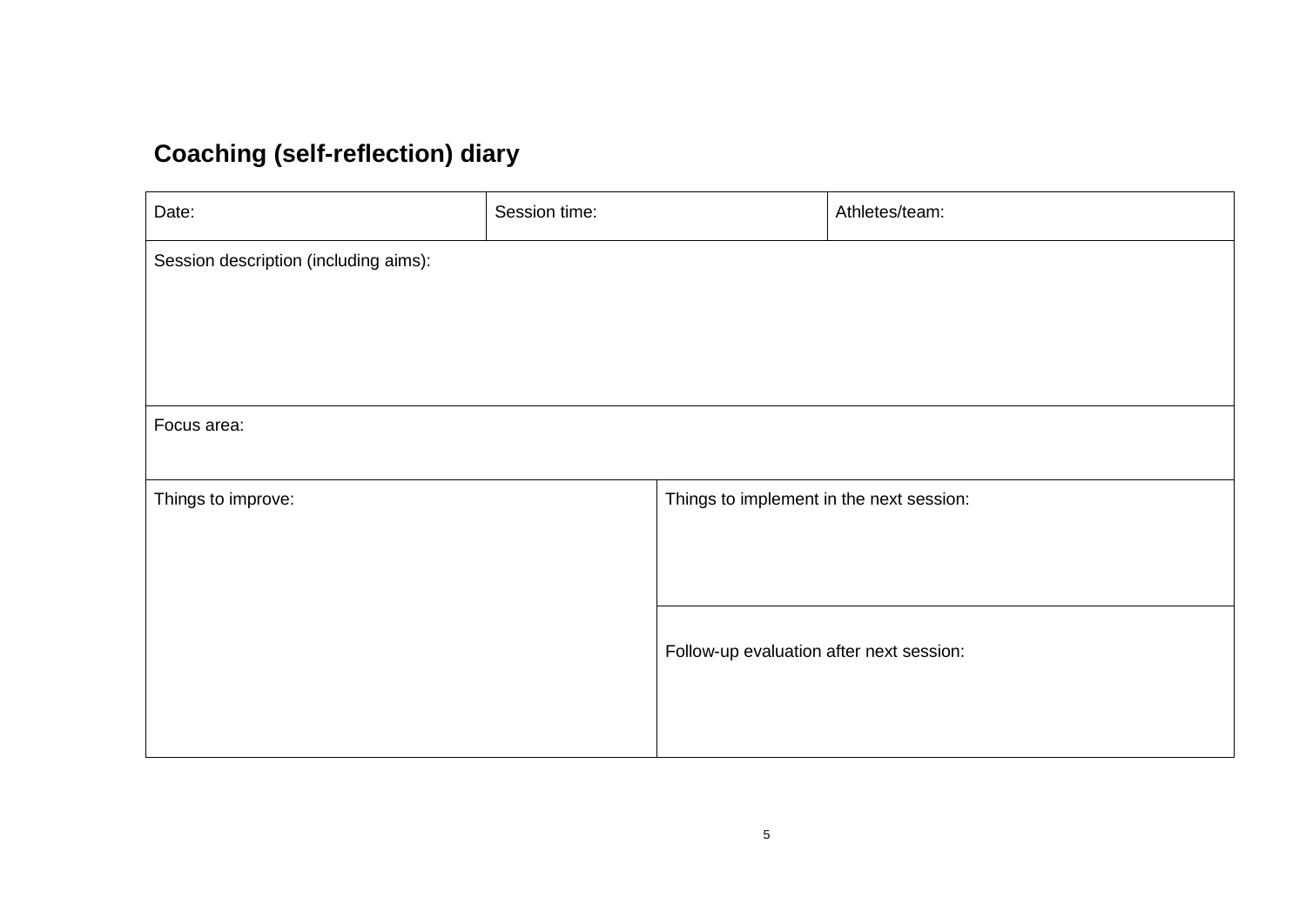## Coaching (self-reflection) diary

| Date: | Session time: | Athletes/team: |
|---|---|---|
| Session description (including aims): | | |
| Focus area: | | |
| Things to improve: | Things to implement in the next session: | |
| | Follow-up evaluation after next session: | |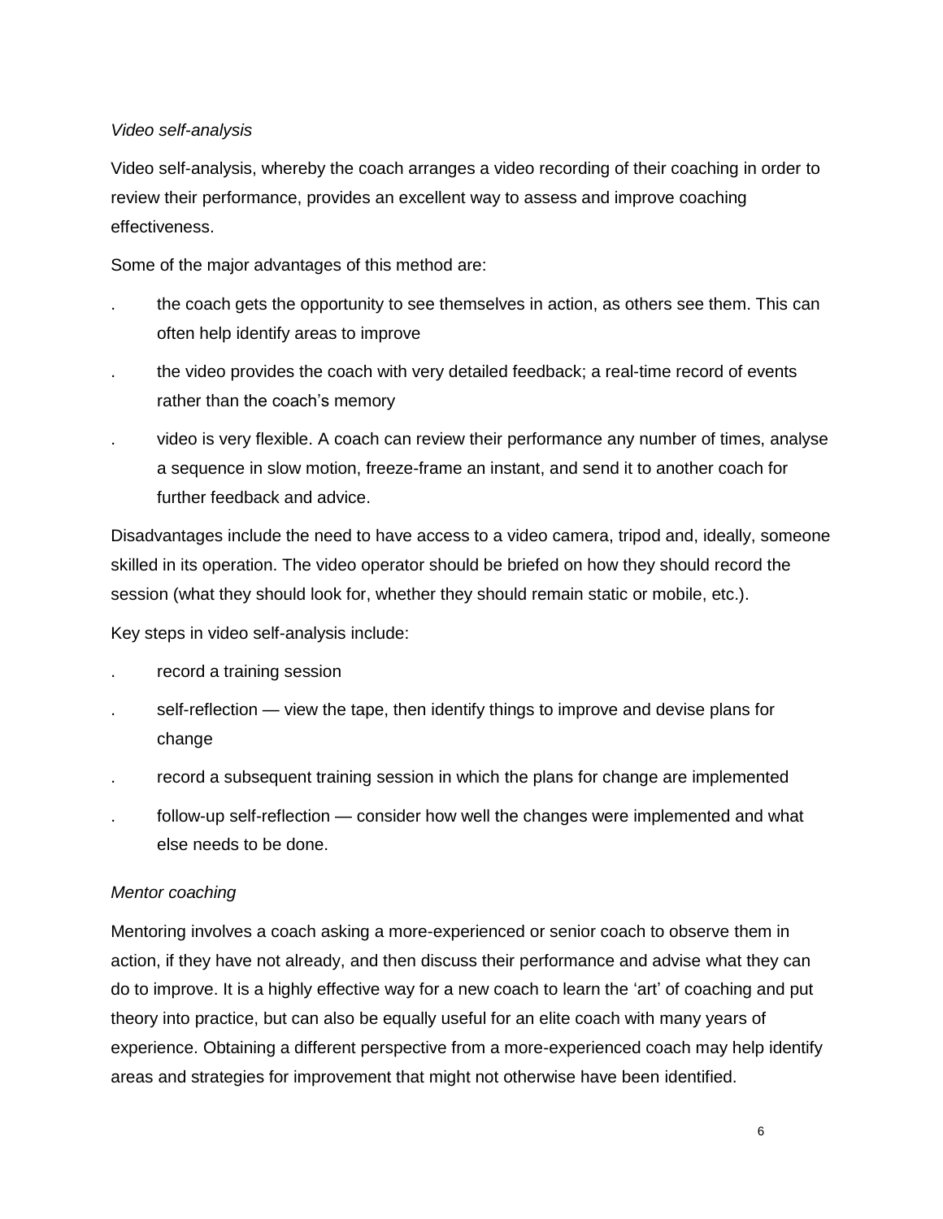*Video self-analysis*

Video self-analysis, whereby the coach arranges a video recording of their coaching in order to review their performance, provides an excellent way to assess and improve coaching effectiveness.

Some of the major advantages of this method are:

- the coach gets the opportunity to see themselves in action, as others see them. This can often help identify areas to improve
- the video provides the coach with very detailed feedback; a real-time record of events rather than the coach's memory
- video is very flexible. A coach can review their performance any number of times, analyse a sequence in slow motion, freeze-frame an instant, and send it to another coach for further feedback and advice.

Disadvantages include the need to have access to a video camera, tripod and, ideally, someone skilled in its operation. The video operator should be briefed on how they should record the session (what they should look for, whether they should remain static or mobile, etc.).

Key steps in video self-analysis include:

- record a training session
- self-reflection — view the tape, then identify things to improve and devise plans for change
- record a subsequent training session in which the plans for change are implemented
- follow-up self-reflection — consider how well the changes were implemented and what else needs to be done.

*Mentor coaching*

Mentoring involves a coach asking a more-experienced or senior coach to observe them in action, if they have not already, and then discuss their performance and advise what they can do to improve. It is a highly effective way for a new coach to learn the 'art' of coaching and put theory into practice, but can also be equally useful for an elite coach with many years of experience. Obtaining a different perspective from a more-experienced coach may help identify areas and strategies for improvement that might not otherwise have been identified.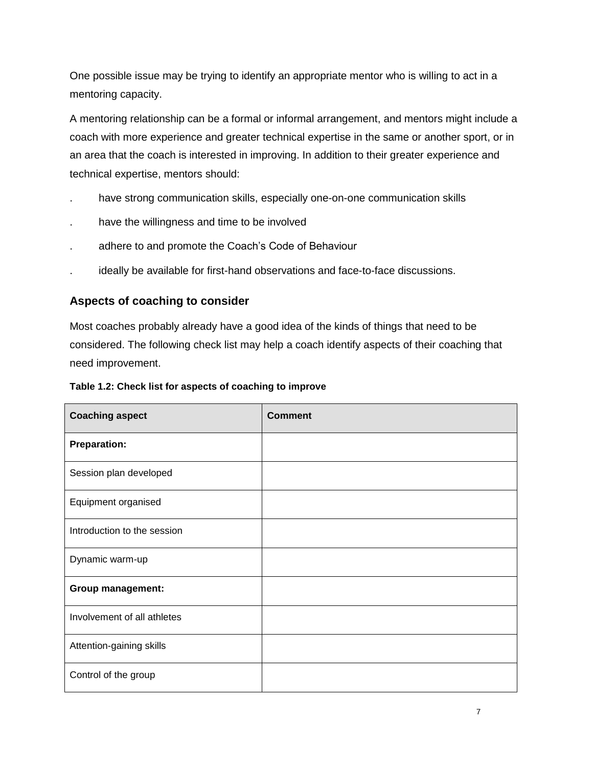One possible issue may be trying to identify an appropriate mentor who is willing to act in a mentoring capacity.

A mentoring relationship can be a formal or informal arrangement, and mentors might include a coach with more experience and greater technical expertise in the same or another sport, or in an area that the coach is interested in improving. In addition to their greater experience and technical expertise, mentors should:

- have strong communication skills, especially one-on-one communication skills
- have the willingness and time to be involved
- adhere to and promote the Coach's Code of Behaviour
- ideally be available for first-hand observations and face-to-face discussions.

## Aspects of coaching to consider

Most coaches probably already have a good idea of the kinds of things that need to be considered. The following check list may help a coach identify aspects of their coaching that need improvement.

**Table 1.2: Check list for aspects of coaching to improve**

| Coaching aspect | Comment |
|---|---|
| **Preparation:** | |
| Session plan developed | |
| Equipment organised | |
| Introduction to the session | |
| Dynamic warm-up | |
| **Group management:** | |
| Involvement of all athletes | |
| Attention-gaining skills | |
| Control of the group | |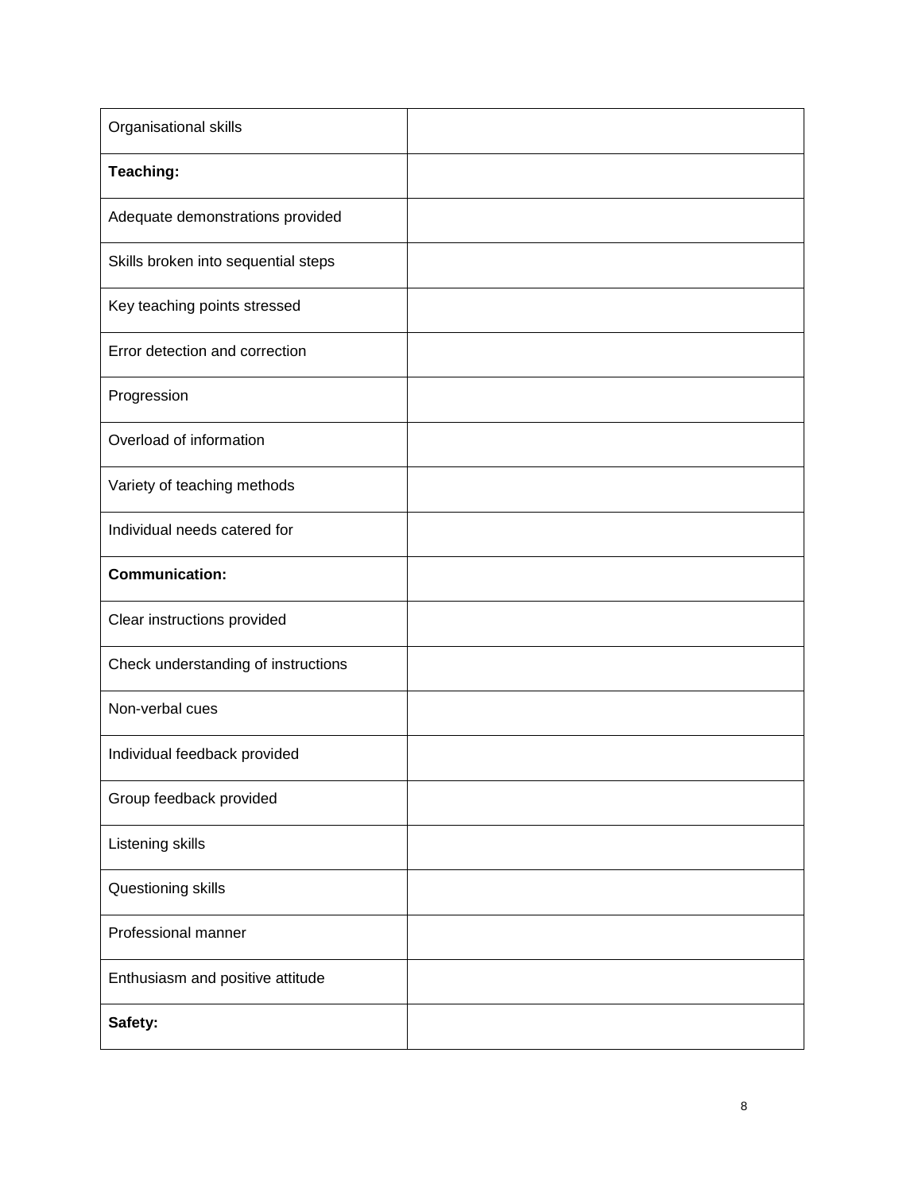| | |
|---|---|
| Organisational skills | |
| **Teaching:** | |
| Adequate demonstrations provided | |
| Skills broken into sequential steps | |
| Key teaching points stressed | |
| Error detection and correction | |
| Progression | |
| Overload of information | |
| Variety of teaching methods | |
| Individual needs catered for | |
| **Communication:** | |
| Clear instructions provided | |
| Check understanding of instructions | |
| Non-verbal cues | |
| Individual feedback provided | |
| Group feedback provided | |
| Listening skills | |
| Questioning skills | |
| Professional manner | |
| Enthusiasm and positive attitude | |
| **Safety:** | |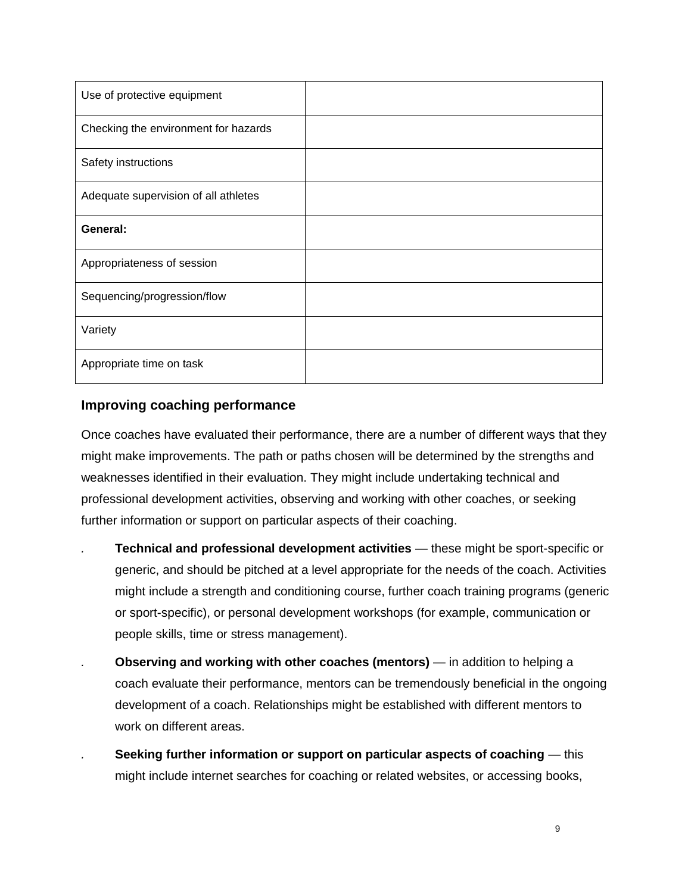| Use of protective equipment | |
|---|---|
| Checking the environment for hazards | |
| Safety instructions | |
| Adequate supervision of all athletes | |
| **General:** | |
| Appropriateness of session | |
| Sequencing/progression/flow | |
| Variety | |
| Appropriate time on task | |

### Improving coaching performance

Once coaches have evaluated their performance, there are a number of different ways that they might make improvements. The path or paths chosen will be determined by the strengths and weaknesses identified in their evaluation. They might include undertaking technical and professional development activities, observing and working with other coaches, or seeking further information or support on particular aspects of their coaching.

- **Technical and professional development activities** — these might be sport-specific or generic, and should be pitched at a level appropriate for the needs of the coach. Activities might include a strength and conditioning course, further coach training programs (generic or sport-specific), or personal development workshops (for example, communication or people skills, time or stress management).
- **Observing and working with other coaches (mentors)** — in addition to helping a coach evaluate their performance, mentors can be tremendously beneficial in the ongoing development of a coach. Relationships might be established with different mentors to work on different areas.
- **Seeking further information or support on particular aspects of coaching** — this might include internet searches for coaching or related websites, or accessing books,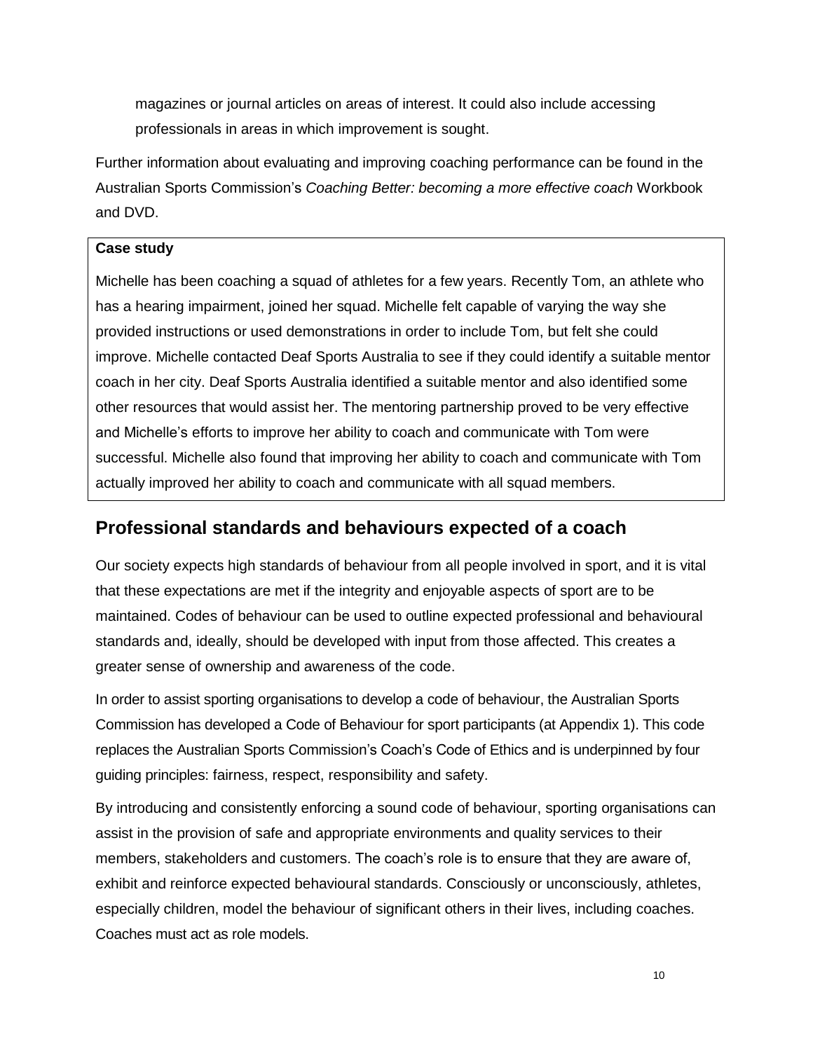magazines or journal articles on areas of interest. It could also include accessing professionals in areas in which improvement is sought.

Further information about evaluating and improving coaching performance can be found in the Australian Sports Commission's *Coaching Better: becoming a more effective coach* Workbook and DVD.

> **Case study**
>
> Michelle has been coaching a squad of athletes for a few years. Recently Tom, an athlete who has a hearing impairment, joined her squad. Michelle felt capable of varying the way she provided instructions or used demonstrations in order to include Tom, but felt she could improve. Michelle contacted Deaf Sports Australia to see if they could identify a suitable mentor coach in her city. Deaf Sports Australia identified a suitable mentor and also identified some other resources that would assist her. The mentoring partnership proved to be very effective and Michelle's efforts to improve her ability to coach and communicate with Tom were successful. Michelle also found that improving her ability to coach and communicate with Tom actually improved her ability to coach and communicate with all squad members.

## Professional standards and behaviours expected of a coach

Our society expects high standards of behaviour from all people involved in sport, and it is vital that these expectations are met if the integrity and enjoyable aspects of sport are to be maintained. Codes of behaviour can be used to outline expected professional and behavioural standards and, ideally, should be developed with input from those affected. This creates a greater sense of ownership and awareness of the code.

In order to assist sporting organisations to develop a code of behaviour, the Australian Sports Commission has developed a Code of Behaviour for sport participants (at Appendix 1). This code replaces the Australian Sports Commission's Coach's Code of Ethics and is underpinned by four guiding principles: fairness, respect, responsibility and safety.

By introducing and consistently enforcing a sound code of behaviour, sporting organisations can assist in the provision of safe and appropriate environments and quality services to their members, stakeholders and customers. The coach's role is to ensure that they are aware of, exhibit and reinforce expected behavioural standards. Consciously or unconsciously, athletes, especially children, model the behaviour of significant others in their lives, including coaches. Coaches must act as role models.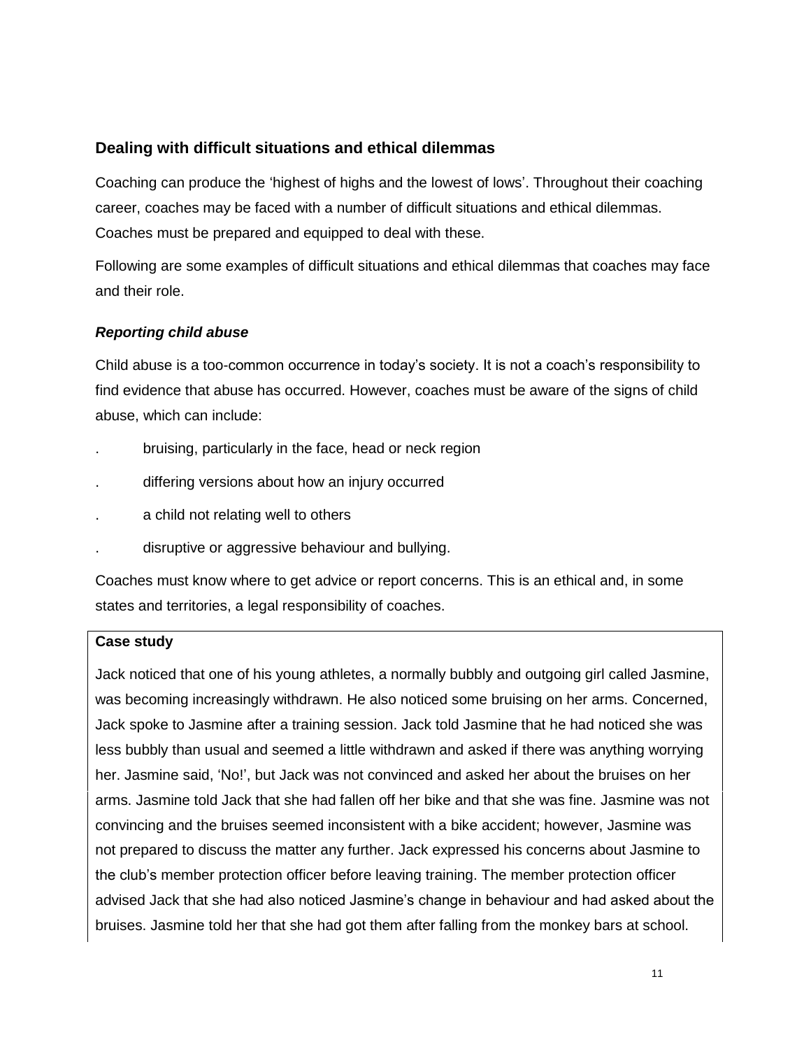## Dealing with difficult situations and ethical dilemmas

Coaching can produce the 'highest of highs and the lowest of lows'. Throughout their coaching career, coaches may be faced with a number of difficult situations and ethical dilemmas. Coaches must be prepared and equipped to deal with these.

Following are some examples of difficult situations and ethical dilemmas that coaches may face and their role.

### *Reporting child abuse*

Child abuse is a too-common occurrence in today's society. It is not a coach's responsibility to find evidence that abuse has occurred. However, coaches must be aware of the signs of child abuse, which can include:

- bruising, particularly in the face, head or neck region
- differing versions about how an injury occurred
- a child not relating well to others
- disruptive or aggressive behaviour and bullying.

Coaches must know where to get advice or report concerns. This is an ethical and, in some states and territories, a legal responsibility of coaches.

**Case study**

Jack noticed that one of his young athletes, a normally bubbly and outgoing girl called Jasmine, was becoming increasingly withdrawn. He also noticed some bruising on her arms. Concerned, Jack spoke to Jasmine after a training session. Jack told Jasmine that he had noticed she was less bubbly than usual and seemed a little withdrawn and asked if there was anything worrying her. Jasmine said, 'No!', but Jack was not convinced and asked her about the bruises on her arms. Jasmine told Jack that she had fallen off her bike and that she was fine. Jasmine was not convincing and the bruises seemed inconsistent with a bike accident; however, Jasmine was not prepared to discuss the matter any further. Jack expressed his concerns about Jasmine to the club's member protection officer before leaving training. The member protection officer advised Jack that she had also noticed Jasmine's change in behaviour and had asked about the bruises. Jasmine told her that she had got them after falling from the monkey bars at school.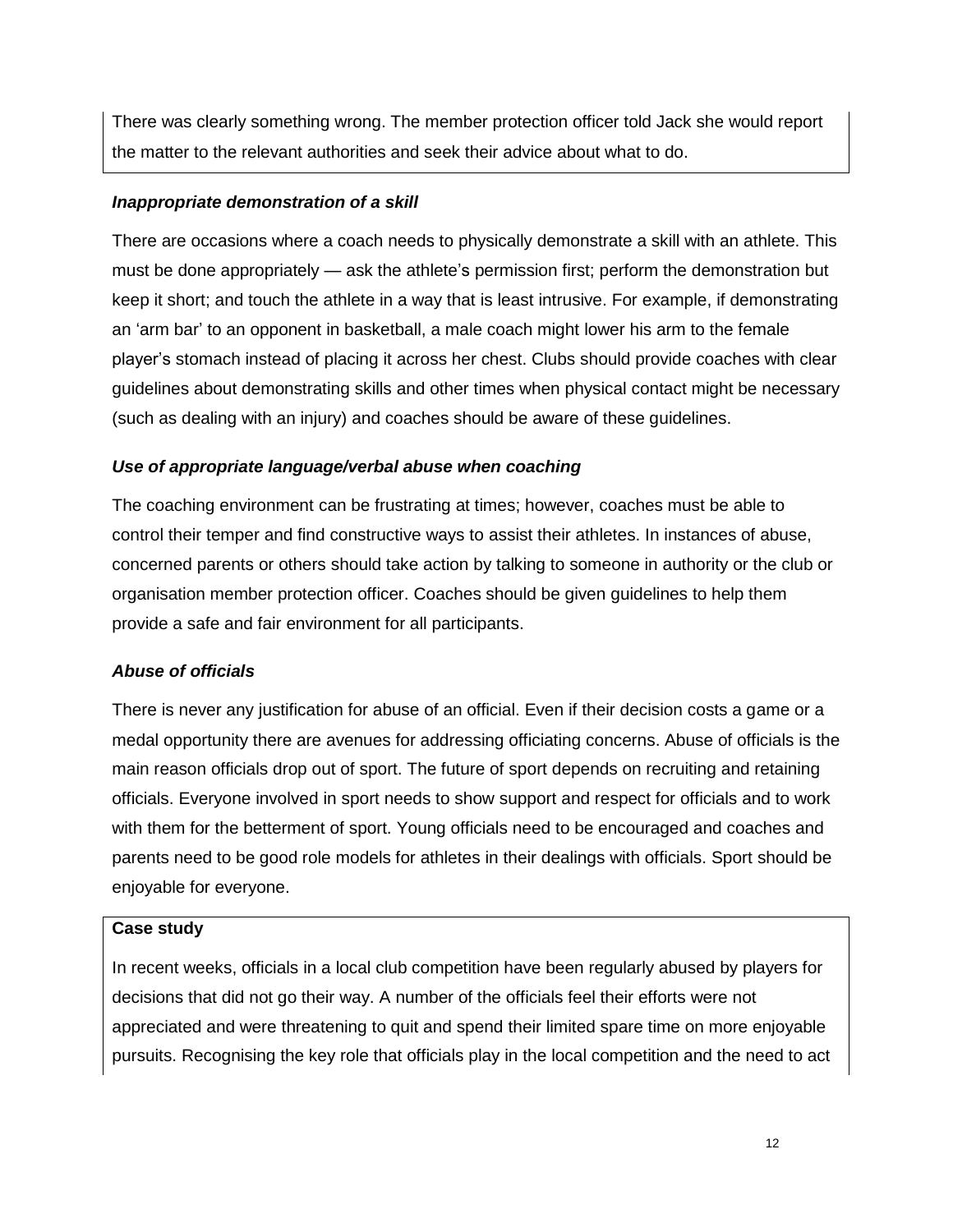There was clearly something wrong. The member protection officer told Jack she would report the matter to the relevant authorities and seek their advice about what to do.

### *Inappropriate demonstration of a skill*

There are occasions where a coach needs to physically demonstrate a skill with an athlete. This must be done appropriately — ask the athlete's permission first; perform the demonstration but keep it short; and touch the athlete in a way that is least intrusive. For example, if demonstrating an 'arm bar' to an opponent in basketball, a male coach might lower his arm to the female player's stomach instead of placing it across her chest. Clubs should provide coaches with clear guidelines about demonstrating skills and other times when physical contact might be necessary (such as dealing with an injury) and coaches should be aware of these guidelines.

### *Use of appropriate language/verbal abuse when coaching*

The coaching environment can be frustrating at times; however, coaches must be able to control their temper and find constructive ways to assist their athletes. In instances of abuse, concerned parents or others should take action by talking to someone in authority or the club or organisation member protection officer. Coaches should be given guidelines to help them provide a safe and fair environment for all participants.

### *Abuse of officials*

There is never any justification for abuse of an official. Even if their decision costs a game or a medal opportunity there are avenues for addressing officiating concerns. Abuse of officials is the main reason officials drop out of sport. The future of sport depends on recruiting and retaining officials. Everyone involved in sport needs to show support and respect for officials and to work with them for the betterment of sport. Young officials need to be encouraged and coaches and parents need to be good role models for athletes in their dealings with officials. Sport should be enjoyable for everyone.

**Case study**

In recent weeks, officials in a local club competition have been regularly abused by players for decisions that did not go their way. A number of the officials feel their efforts were not appreciated and were threatening to quit and spend their limited spare time on more enjoyable pursuits. Recognising the key role that officials play in the local competition and the need to act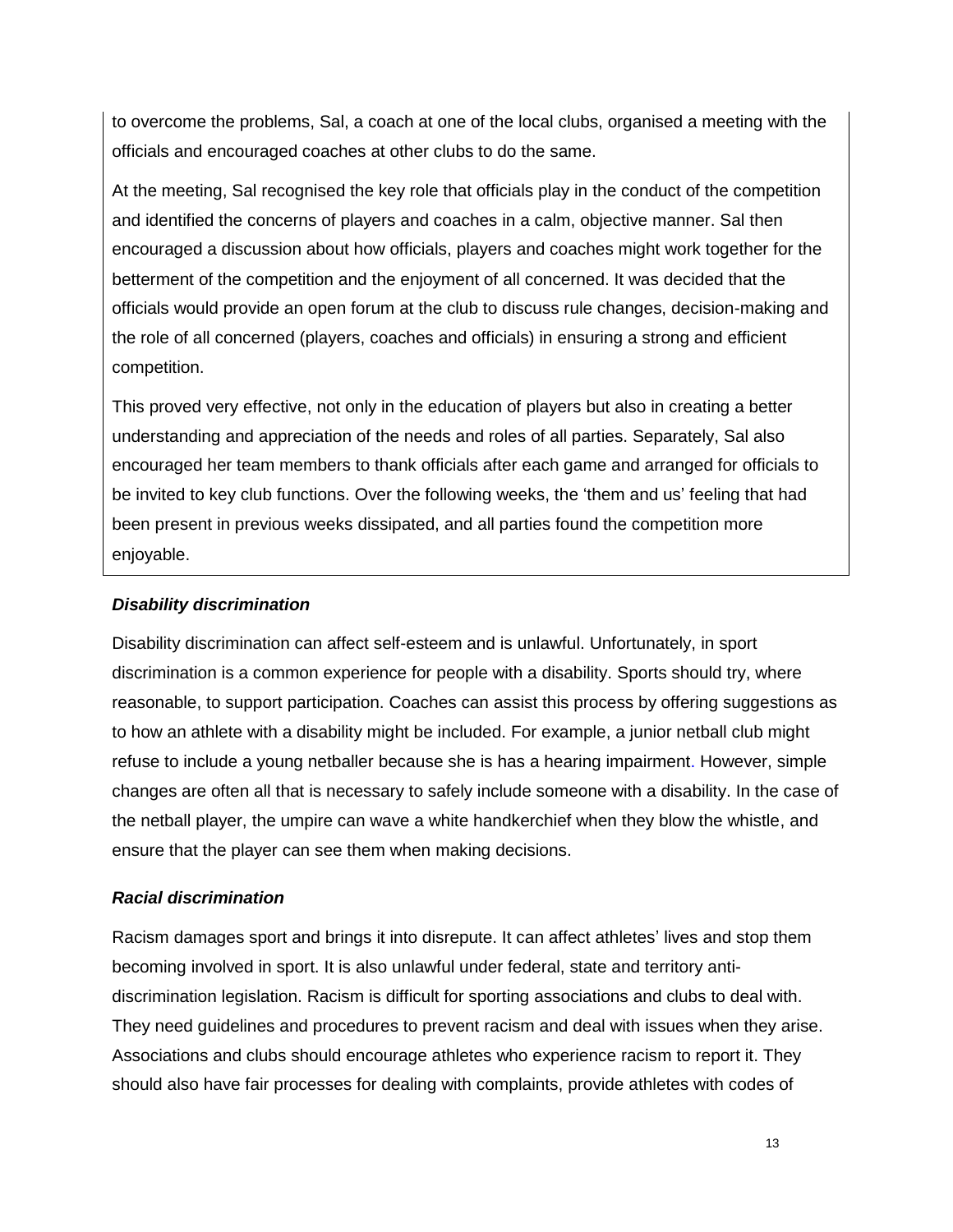to overcome the problems, Sal, a coach at one of the local clubs, organised a meeting with the officials and encouraged coaches at other clubs to do the same.

At the meeting, Sal recognised the key role that officials play in the conduct of the competition and identified the concerns of players and coaches in a calm, objective manner. Sal then encouraged a discussion about how officials, players and coaches might work together for the betterment of the competition and the enjoyment of all concerned. It was decided that the officials would provide an open forum at the club to discuss rule changes, decision-making and the role of all concerned (players, coaches and officials) in ensuring a strong and efficient competition.

This proved very effective, not only in the education of players but also in creating a better understanding and appreciation of the needs and roles of all parties. Separately, Sal also encouraged her team members to thank officials after each game and arranged for officials to be invited to key club functions. Over the following weeks, the 'them and us' feeling that had been present in previous weeks dissipated, and all parties found the competition more enjoyable.

***Disability discrimination***

Disability discrimination can affect self-esteem and is unlawful. Unfortunately, in sport discrimination is a common experience for people with a disability. Sports should try, where reasonable, to support participation. Coaches can assist this process by offering suggestions as to how an athlete with a disability might be included. For example, a junior netball club might refuse to include a young netballer because she is has a hearing impairment. However, simple changes are often all that is necessary to safely include someone with a disability. In the case of the netball player, the umpire can wave a white handkerchief when they blow the whistle, and ensure that the player can see them when making decisions.

***Racial discrimination***

Racism damages sport and brings it into disrepute. It can affect athletes' lives and stop them becoming involved in sport. It is also unlawful under federal, state and territory anti-discrimination legislation. Racism is difficult for sporting associations and clubs to deal with. They need guidelines and procedures to prevent racism and deal with issues when they arise. Associations and clubs should encourage athletes who experience racism to report it. They should also have fair processes for dealing with complaints, provide athletes with codes of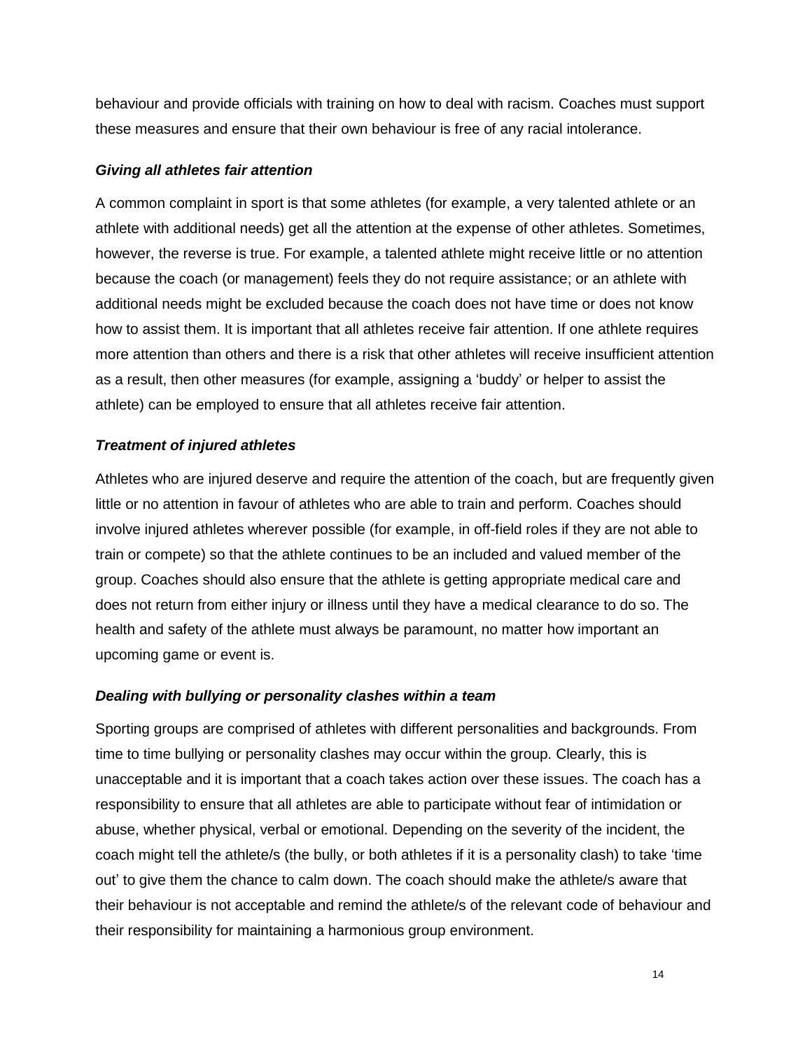behaviour and provide officials with training on how to deal with racism. Coaches must support these measures and ensure that their own behaviour is free of any racial intolerance.

### *Giving all athletes fair attention*

A common complaint in sport is that some athletes (for example, a very talented athlete or an athlete with additional needs) get all the attention at the expense of other athletes. Sometimes, however, the reverse is true. For example, a talented athlete might receive little or no attention because the coach (or management) feels they do not require assistance; or an athlete with additional needs might be excluded because the coach does not have time or does not know how to assist them. It is important that all athletes receive fair attention. If one athlete requires more attention than others and there is a risk that other athletes will receive insufficient attention as a result, then other measures (for example, assigning a 'buddy' or helper to assist the athlete) can be employed to ensure that all athletes receive fair attention.

### *Treatment of injured athletes*

Athletes who are injured deserve and require the attention of the coach, but are frequently given little or no attention in favour of athletes who are able to train and perform. Coaches should involve injured athletes wherever possible (for example, in off-field roles if they are not able to train or compete) so that the athlete continues to be an included and valued member of the group. Coaches should also ensure that the athlete is getting appropriate medical care and does not return from either injury or illness until they have a medical clearance to do so. The health and safety of the athlete must always be paramount, no matter how important an upcoming game or event is.

### *Dealing with bullying or personality clashes within a team*

Sporting groups are comprised of athletes with different personalities and backgrounds. From time to time bullying or personality clashes may occur within the group. Clearly, this is unacceptable and it is important that a coach takes action over these issues. The coach has a responsibility to ensure that all athletes are able to participate without fear of intimidation or abuse, whether physical, verbal or emotional. Depending on the severity of the incident, the coach might tell the athlete/s (the bully, or both athletes if it is a personality clash) to take 'time out' to give them the chance to calm down. The coach should make the athlete/s aware that their behaviour is not acceptable and remind the athlete/s of the relevant code of behaviour and their responsibility for maintaining a harmonious group environment.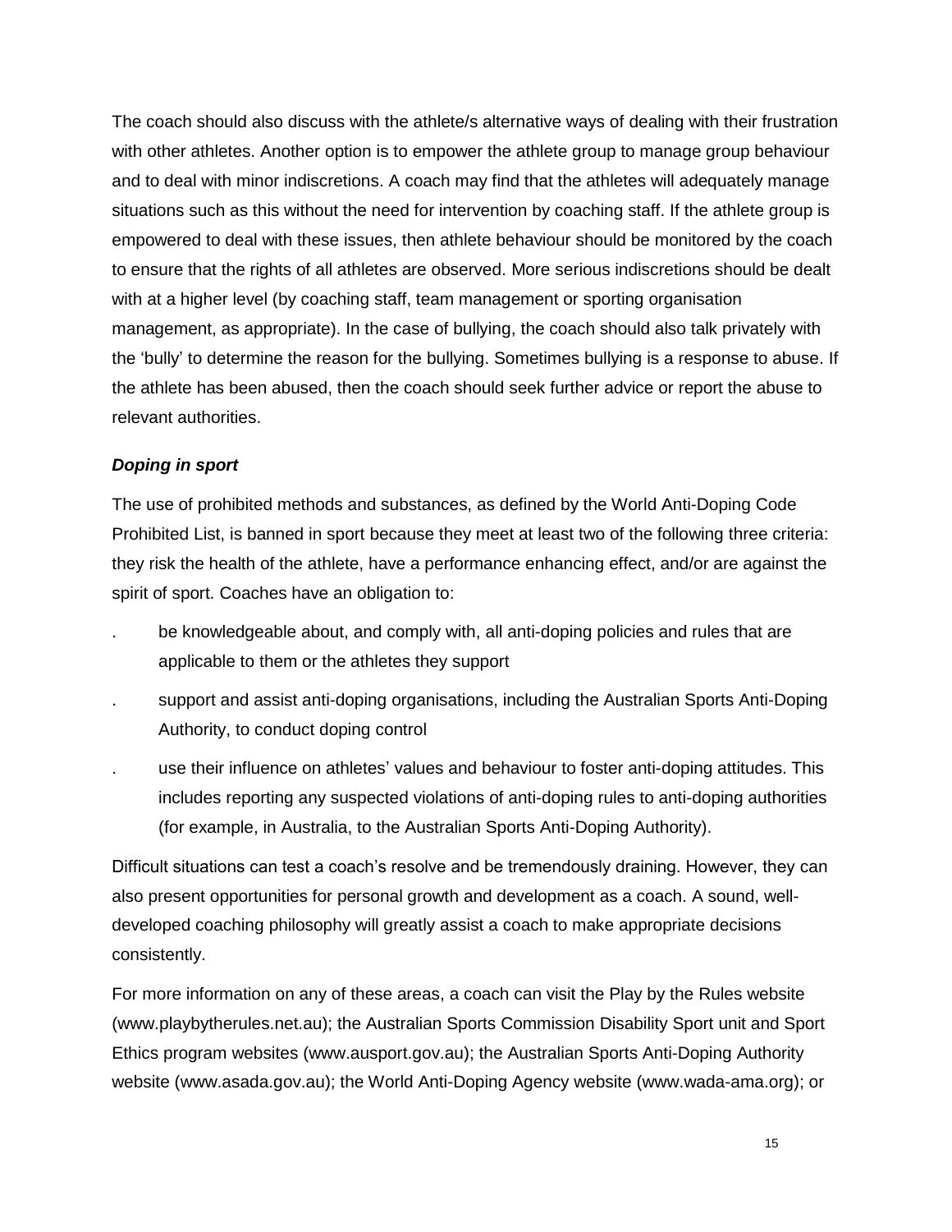The coach should also discuss with the athlete/s alternative ways of dealing with their frustration with other athletes. Another option is to empower the athlete group to manage group behaviour and to deal with minor indiscretions. A coach may find that the athletes will adequately manage situations such as this without the need for intervention by coaching staff. If the athlete group is empowered to deal with these issues, then athlete behaviour should be monitored by the coach to ensure that the rights of all athletes are observed. More serious indiscretions should be dealt with at a higher level (by coaching staff, team management or sporting organisation management, as appropriate). In the case of bullying, the coach should also talk privately with the 'bully' to determine the reason for the bullying. Sometimes bullying is a response to abuse. If the athlete has been abused, then the coach should seek further advice or report the abuse to relevant authorities.

***Doping in sport***

The use of prohibited methods and substances, as defined by the World Anti-Doping Code Prohibited List, is banned in sport because they meet at least two of the following three criteria: they risk the health of the athlete, have a performance enhancing effect, and/or are against the spirit of sport. Coaches have an obligation to:

- be knowledgeable about, and comply with, all anti-doping policies and rules that are applicable to them or the athletes they support
- support and assist anti-doping organisations, including the Australian Sports Anti-Doping Authority, to conduct doping control
- use their influence on athletes' values and behaviour to foster anti-doping attitudes. This includes reporting any suspected violations of anti-doping rules to anti-doping authorities (for example, in Australia, to the Australian Sports Anti-Doping Authority).

Difficult situations can test a coach's resolve and be tremendously draining. However, they can also present opportunities for personal growth and development as a coach. A sound, well-developed coaching philosophy will greatly assist a coach to make appropriate decisions consistently.

For more information on any of these areas, a coach can visit the Play by the Rules website (www.playbytherules.net.au); the Australian Sports Commission Disability Sport unit and Sport Ethics program websites (www.ausport.gov.au); the Australian Sports Anti-Doping Authority website (www.asada.gov.au); the World Anti-Doping Agency website (www.wada-ama.org); or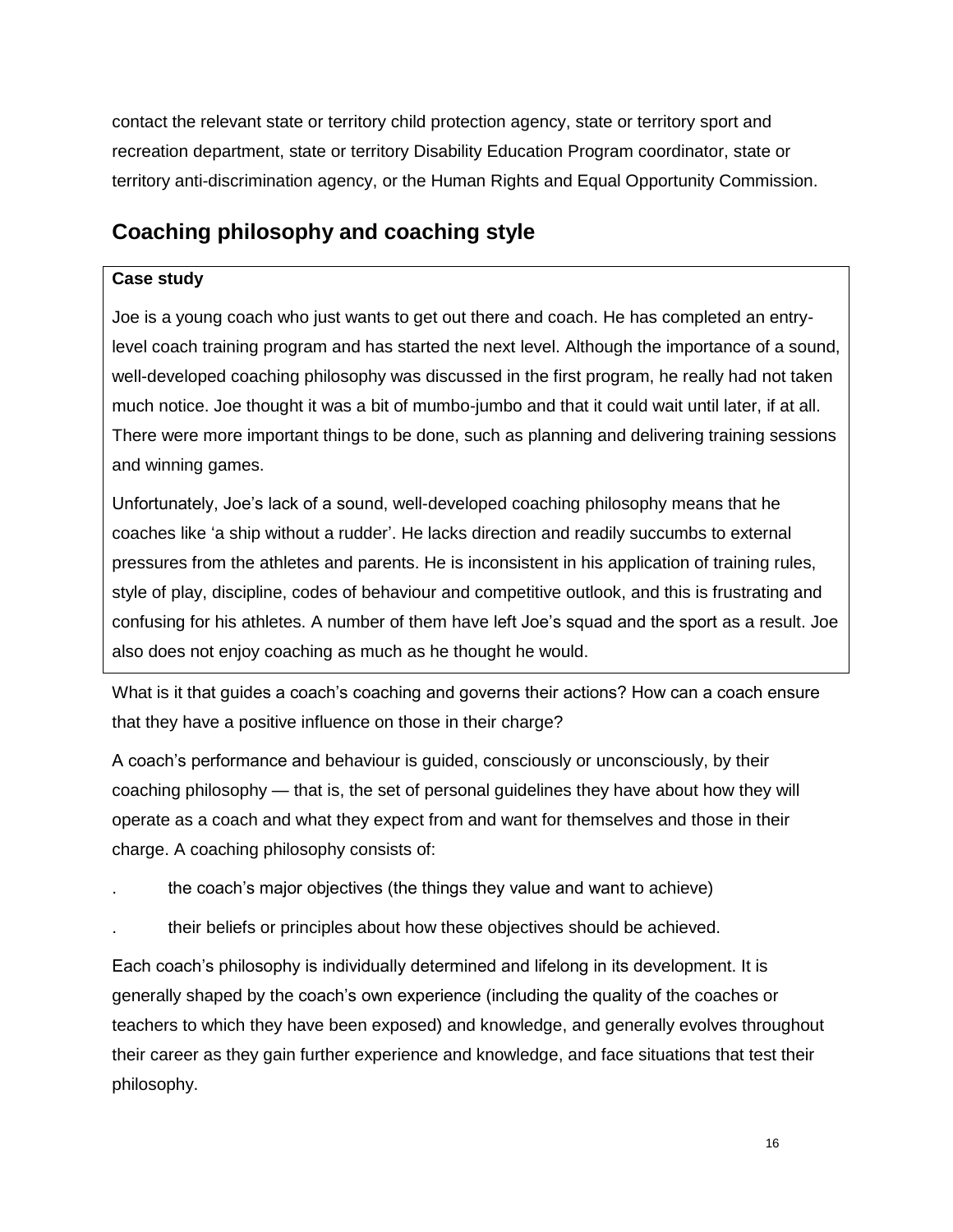contact the relevant state or territory child protection agency, state or territory sport and recreation department, state or territory Disability Education Program coordinator, state or territory anti-discrimination agency, or the Human Rights and Equal Opportunity Commission.

## Coaching philosophy and coaching style

**Case study**

Joe is a young coach who just wants to get out there and coach. He has completed an entry-level coach training program and has started the next level. Although the importance of a sound, well-developed coaching philosophy was discussed in the first program, he really had not taken much notice. Joe thought it was a bit of mumbo-jumbo and that it could wait until later, if at all. There were more important things to be done, such as planning and delivering training sessions and winning games.

Unfortunately, Joe's lack of a sound, well-developed coaching philosophy means that he coaches like 'a ship without a rudder'. He lacks direction and readily succumbs to external pressures from the athletes and parents. He is inconsistent in his application of training rules, style of play, discipline, codes of behaviour and competitive outlook, and this is frustrating and confusing for his athletes. A number of them have left Joe's squad and the sport as a result. Joe also does not enjoy coaching as much as he thought he would.

What is it that guides a coach's coaching and governs their actions? How can a coach ensure that they have a positive influence on those in their charge?

A coach's performance and behaviour is guided, consciously or unconsciously, by their coaching philosophy — that is, the set of personal guidelines they have about how they will operate as a coach and what they expect from and want for themselves and those in their charge. A coaching philosophy consists of:

- the coach's major objectives (the things they value and want to achieve)
- their beliefs or principles about how these objectives should be achieved.

Each coach's philosophy is individually determined and lifelong in its development. It is generally shaped by the coach's own experience (including the quality of the coaches or teachers to which they have been exposed) and knowledge, and generally evolves throughout their career as they gain further experience and knowledge, and face situations that test their philosophy.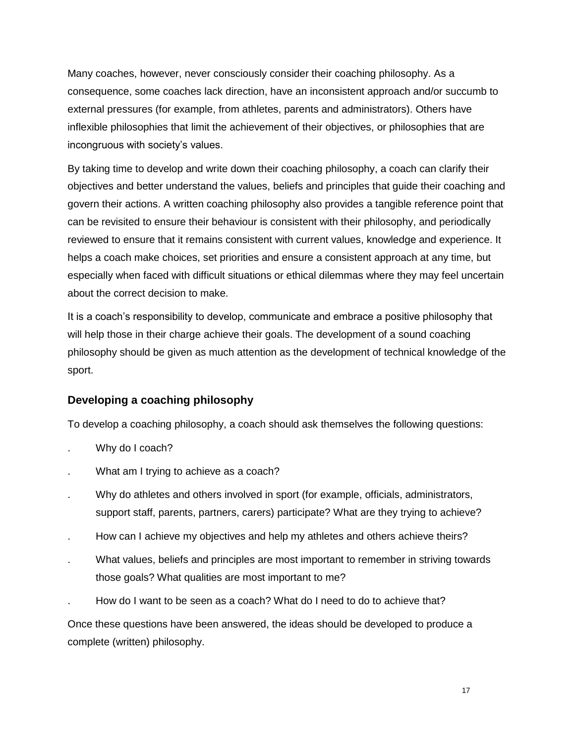Many coaches, however, never consciously consider their coaching philosophy. As a consequence, some coaches lack direction, have an inconsistent approach and/or succumb to external pressures (for example, from athletes, parents and administrators). Others have inflexible philosophies that limit the achievement of their objectives, or philosophies that are incongruous with society's values.

By taking time to develop and write down their coaching philosophy, a coach can clarify their objectives and better understand the values, beliefs and principles that guide their coaching and govern their actions. A written coaching philosophy also provides a tangible reference point that can be revisited to ensure their behaviour is consistent with their philosophy, and periodically reviewed to ensure that it remains consistent with current values, knowledge and experience. It helps a coach make choices, set priorities and ensure a consistent approach at any time, but especially when faced with difficult situations or ethical dilemmas where they may feel uncertain about the correct decision to make.

It is a coach's responsibility to develop, communicate and embrace a positive philosophy that will help those in their charge achieve their goals. The development of a sound coaching philosophy should be given as much attention as the development of technical knowledge of the sport.

## Developing a coaching philosophy

To develop a coaching philosophy, a coach should ask themselves the following questions:

- Why do I coach?
- What am I trying to achieve as a coach?
- Why do athletes and others involved in sport (for example, officials, administrators, support staff, parents, partners, carers) participate? What are they trying to achieve?
- How can I achieve my objectives and help my athletes and others achieve theirs?
- What values, beliefs and principles are most important to remember in striving towards those goals? What qualities are most important to me?
- How do I want to be seen as a coach? What do I need to do to achieve that?

Once these questions have been answered, the ideas should be developed to produce a complete (written) philosophy.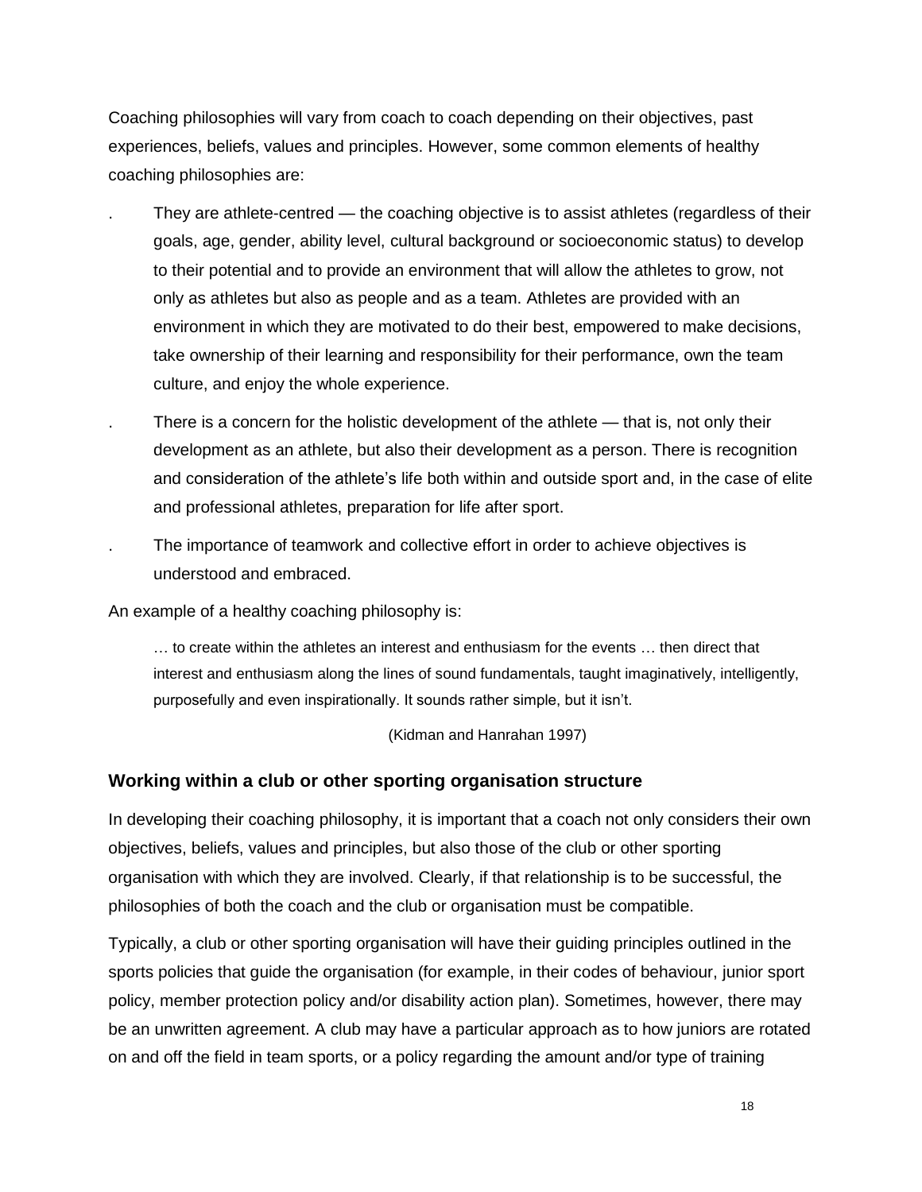Coaching philosophies will vary from coach to coach depending on their objectives, past experiences, beliefs, values and principles. However, some common elements of healthy coaching philosophies are:

- They are athlete-centred — the coaching objective is to assist athletes (regardless of their goals, age, gender, ability level, cultural background or socioeconomic status) to develop to their potential and to provide an environment that will allow the athletes to grow, not only as athletes but also as people and as a team. Athletes are provided with an environment in which they are motivated to do their best, empowered to make decisions, take ownership of their learning and responsibility for their performance, own the team culture, and enjoy the whole experience.
- There is a concern for the holistic development of the athlete — that is, not only their development as an athlete, but also their development as a person. There is recognition and consideration of the athlete's life both within and outside sport and, in the case of elite and professional athletes, preparation for life after sport.
- The importance of teamwork and collective effort in order to achieve objectives is understood and embraced.

An example of a healthy coaching philosophy is:

> … to create within the athletes an interest and enthusiasm for the events … then direct that interest and enthusiasm along the lines of sound fundamentals, taught imaginatively, intelligently, purposefully and even inspirationally. It sounds rather simple, but it isn't.
>
> (Kidman and Hanrahan 1997)

### Working within a club or other sporting organisation structure

In developing their coaching philosophy, it is important that a coach not only considers their own objectives, beliefs, values and principles, but also those of the club or other sporting organisation with which they are involved. Clearly, if that relationship is to be successful, the philosophies of both the coach and the club or organisation must be compatible.

Typically, a club or other sporting organisation will have their guiding principles outlined in the sports policies that guide the organisation (for example, in their codes of behaviour, junior sport policy, member protection policy and/or disability action plan). Sometimes, however, there may be an unwritten agreement. A club may have a particular approach as to how juniors are rotated on and off the field in team sports, or a policy regarding the amount and/or type of training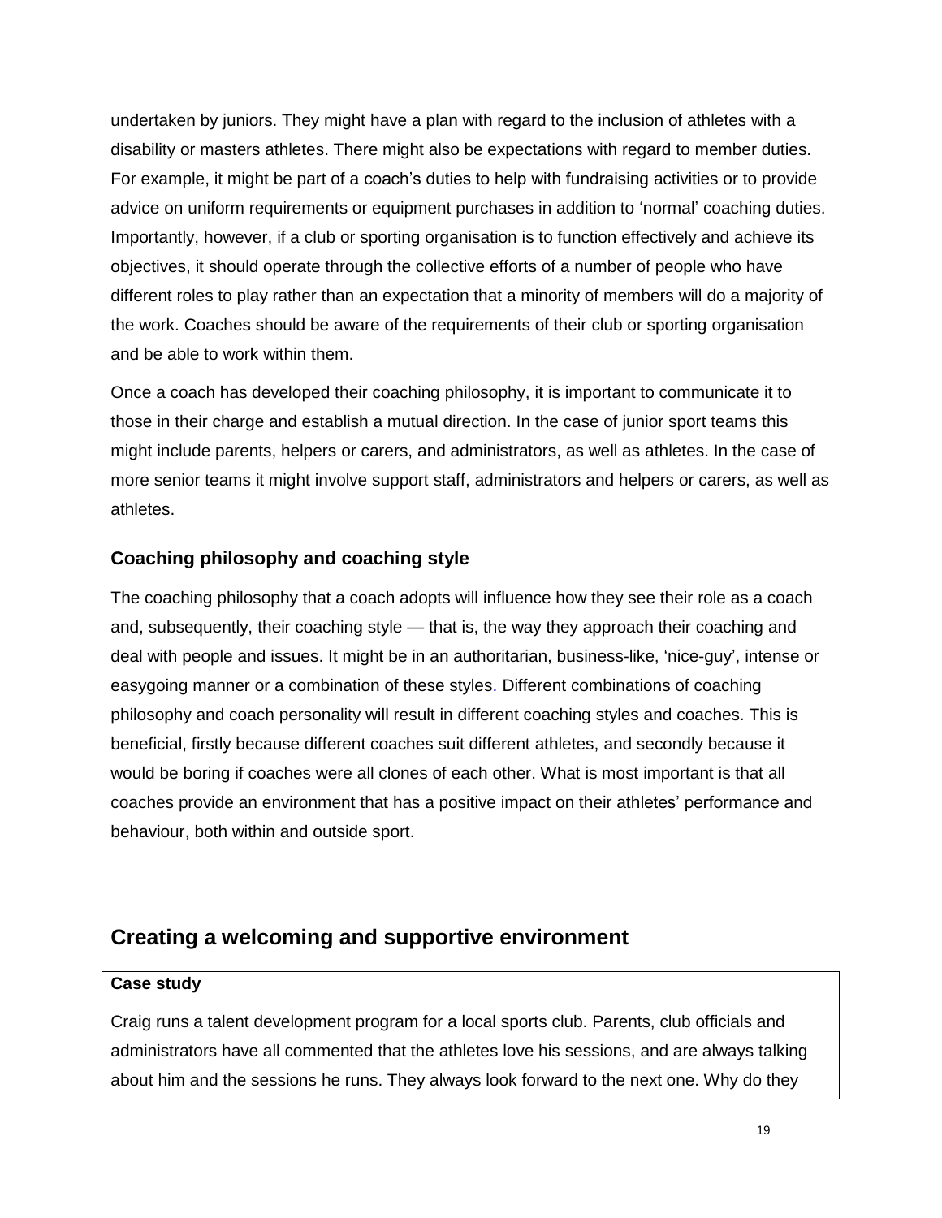undertaken by juniors. They might have a plan with regard to the inclusion of athletes with a disability or masters athletes. There might also be expectations with regard to member duties. For example, it might be part of a coach's duties to help with fundraising activities or to provide advice on uniform requirements or equipment purchases in addition to 'normal' coaching duties. Importantly, however, if a club or sporting organisation is to function effectively and achieve its objectives, it should operate through the collective efforts of a number of people who have different roles to play rather than an expectation that a minority of members will do a majority of the work. Coaches should be aware of the requirements of their club or sporting organisation and be able to work within them.

Once a coach has developed their coaching philosophy, it is important to communicate it to those in their charge and establish a mutual direction. In the case of junior sport teams this might include parents, helpers or carers, and administrators, as well as athletes. In the case of more senior teams it might involve support staff, administrators and helpers or carers, as well as athletes.

### Coaching philosophy and coaching style

The coaching philosophy that a coach adopts will influence how they see their role as a coach and, subsequently, their coaching style — that is, the way they approach their coaching and deal with people and issues. It might be in an authoritarian, business-like, 'nice-guy', intense or easygoing manner or a combination of these styles. Different combinations of coaching philosophy and coach personality will result in different coaching styles and coaches. This is beneficial, firstly because different coaches suit different athletes, and secondly because it would be boring if coaches were all clones of each other. What is most important is that all coaches provide an environment that has a positive impact on their athletes' performance and behaviour, both within and outside sport.

## Creating a welcoming and supportive environment

**Case study**

Craig runs a talent development program for a local sports club. Parents, club officials and administrators have all commented that the athletes love his sessions, and are always talking about him and the sessions he runs. They always look forward to the next one. Why do they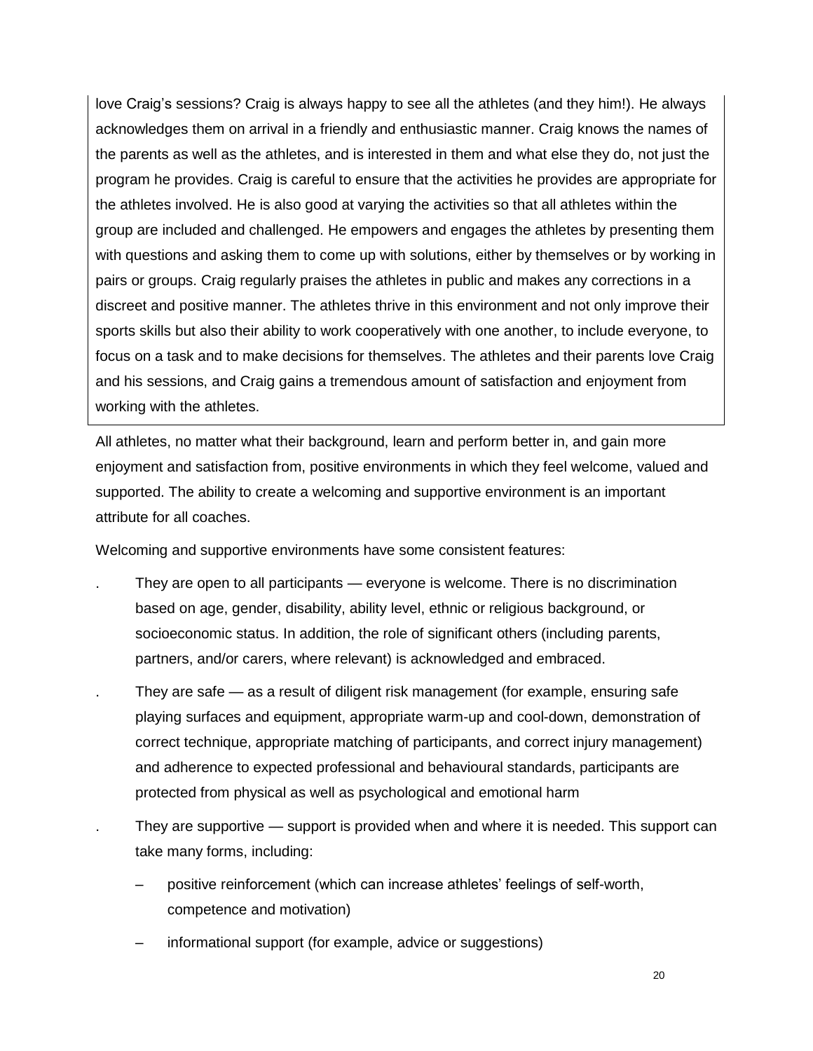love Craig's sessions? Craig is always happy to see all the athletes (and they him!). He always acknowledges them on arrival in a friendly and enthusiastic manner. Craig knows the names of the parents as well as the athletes, and is interested in them and what else they do, not just the program he provides. Craig is careful to ensure that the activities he provides are appropriate for the athletes involved. He is also good at varying the activities so that all athletes within the group are included and challenged. He empowers and engages the athletes by presenting them with questions and asking them to come up with solutions, either by themselves or by working in pairs or groups. Craig regularly praises the athletes in public and makes any corrections in a discreet and positive manner. The athletes thrive in this environment and not only improve their sports skills but also their ability to work cooperatively with one another, to include everyone, to focus on a task and to make decisions for themselves. The athletes and their parents love Craig and his sessions, and Craig gains a tremendous amount of satisfaction and enjoyment from working with the athletes.

All athletes, no matter what their background, learn and perform better in, and gain more enjoyment and satisfaction from, positive environments in which they feel welcome, valued and supported. The ability to create a welcoming and supportive environment is an important attribute for all coaches.

Welcoming and supportive environments have some consistent features:

- They are open to all participants — everyone is welcome. There is no discrimination based on age, gender, disability, ability level, ethnic or religious background, or socioeconomic status. In addition, the role of significant others (including parents, partners, and/or carers, where relevant) is acknowledged and embraced.
- They are safe — as a result of diligent risk management (for example, ensuring safe playing surfaces and equipment, appropriate warm-up and cool-down, demonstration of correct technique, appropriate matching of participants, and correct injury management) and adherence to expected professional and behavioural standards, participants are protected from physical as well as psychological and emotional harm
- They are supportive — support is provided when and where it is needed. This support can take many forms, including:
  - positive reinforcement (which can increase athletes' feelings of self-worth, competence and motivation)
  - informational support (for example, advice or suggestions)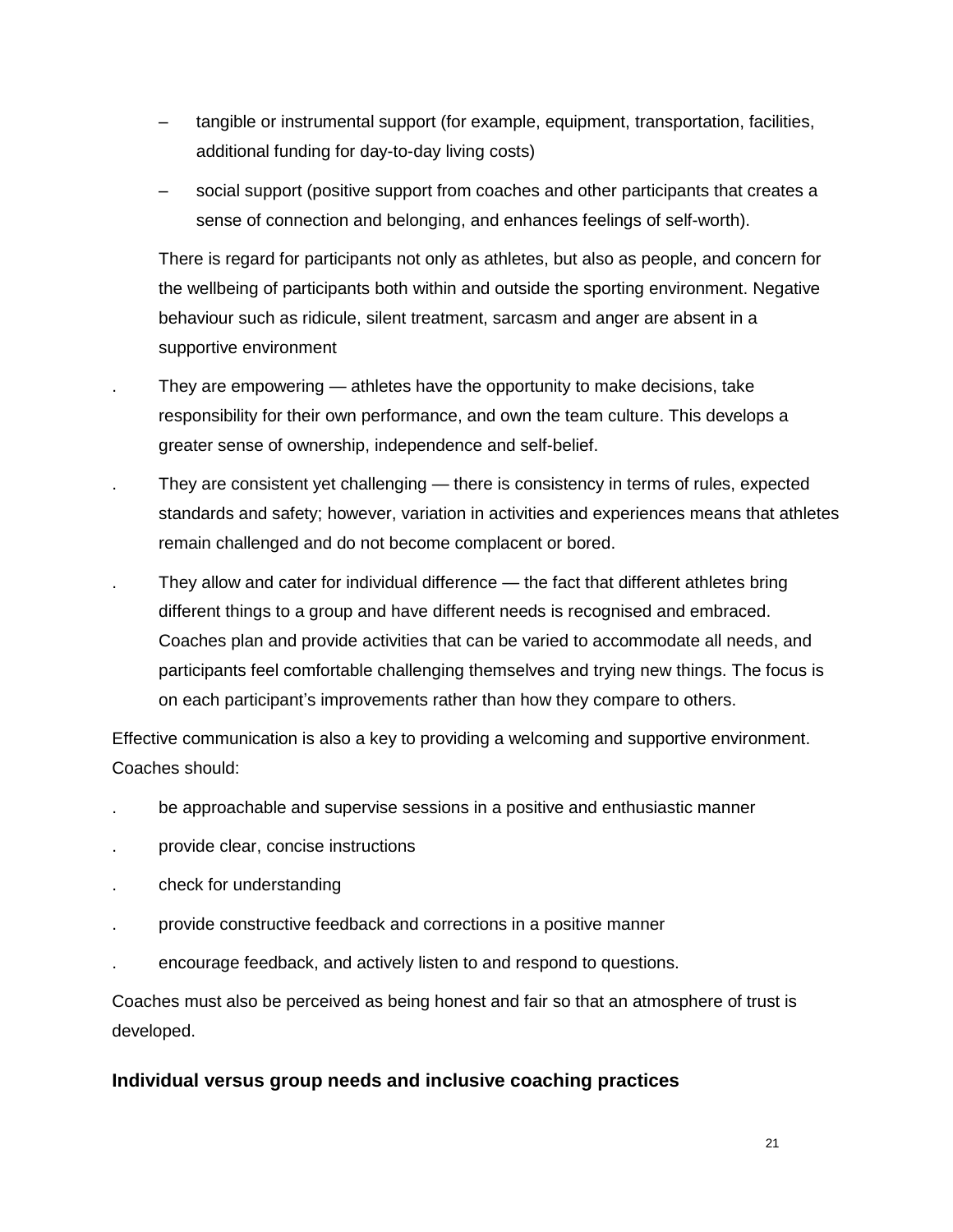- tangible or instrumental support (for example, equipment, transportation, facilities, additional funding for day-to-day living costs)
  - social support (positive support from coaches and other participants that creates a sense of connection and belonging, and enhances feelings of self-worth).

  There is regard for participants not only as athletes, but also as people, and concern for the wellbeing of participants both within and outside the sporting environment. Negative behaviour such as ridicule, silent treatment, sarcasm and anger are absent in a supportive environment

- They are empowering — athletes have the opportunity to make decisions, take responsibility for their own performance, and own the team culture. This develops a greater sense of ownership, independence and self-belief.
- They are consistent yet challenging — there is consistency in terms of rules, expected standards and safety; however, variation in activities and experiences means that athletes remain challenged and do not become complacent or bored.
- They allow and cater for individual difference — the fact that different athletes bring different things to a group and have different needs is recognised and embraced. Coaches plan and provide activities that can be varied to accommodate all needs, and participants feel comfortable challenging themselves and trying new things. The focus is on each participant's improvements rather than how they compare to others.

Effective communication is also a key to providing a welcoming and supportive environment. Coaches should:

- be approachable and supervise sessions in a positive and enthusiastic manner
- provide clear, concise instructions
- check for understanding
- provide constructive feedback and corrections in a positive manner
- encourage feedback, and actively listen to and respond to questions.

Coaches must also be perceived as being honest and fair so that an atmosphere of trust is developed.

### Individual versus group needs and inclusive coaching practices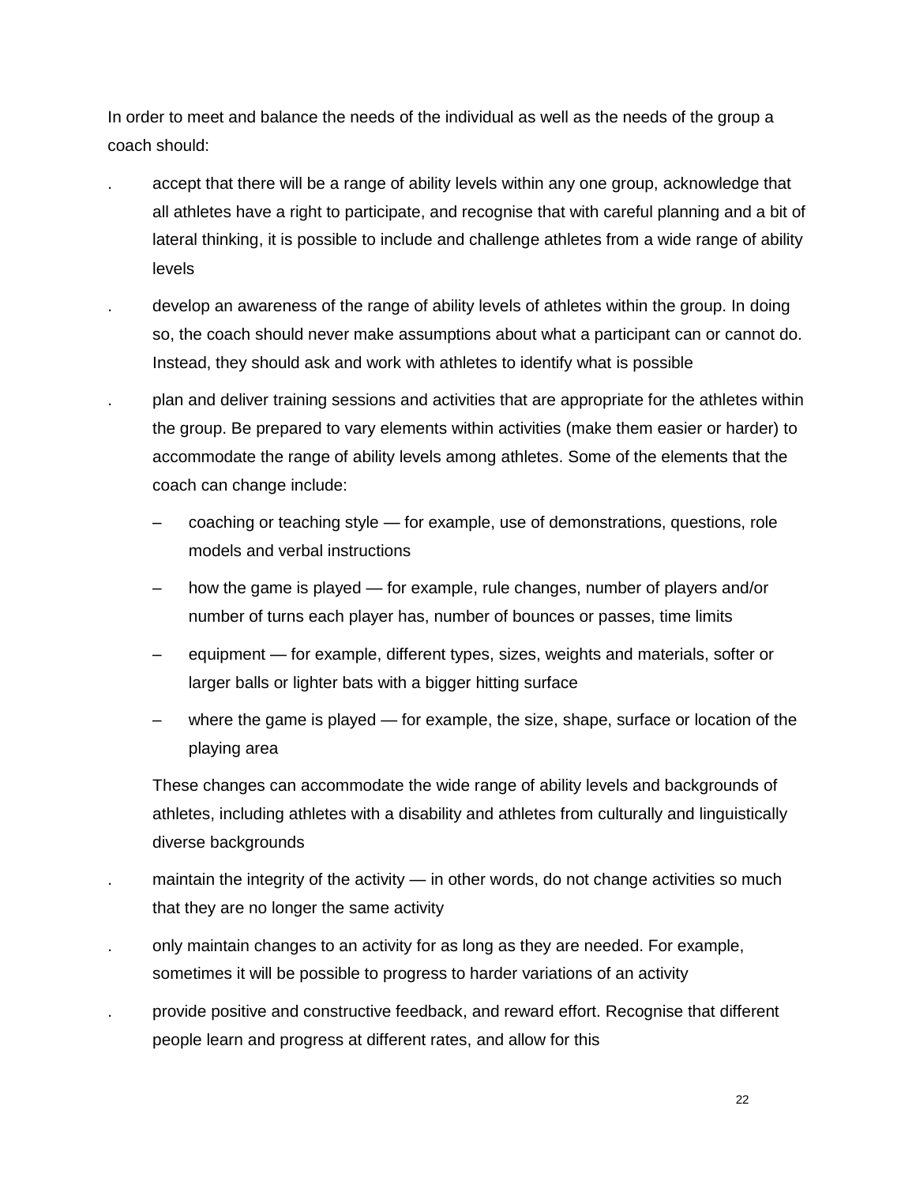In order to meet and balance the needs of the individual as well as the needs of the group a coach should:

- accept that there will be a range of ability levels within any one group, acknowledge that all athletes have a right to participate, and recognise that with careful planning and a bit of lateral thinking, it is possible to include and challenge athletes from a wide range of ability levels
- develop an awareness of the range of ability levels of athletes within the group. In doing so, the coach should never make assumptions about what a participant can or cannot do. Instead, they should ask and work with athletes to identify what is possible
- plan and deliver training sessions and activities that are appropriate for the athletes within the group. Be prepared to vary elements within activities (make them easier or harder) to accommodate the range of ability levels among athletes. Some of the elements that the coach can change include:
  - coaching or teaching style — for example, use of demonstrations, questions, role models and verbal instructions
  - how the game is played — for example, rule changes, number of players and/or number of turns each player has, number of bounces or passes, time limits
  - equipment — for example, different types, sizes, weights and materials, softer or larger balls or lighter bats with a bigger hitting surface
  - where the game is played — for example, the size, shape, surface or location of the playing area

  These changes can accommodate the wide range of ability levels and backgrounds of athletes, including athletes with a disability and athletes from culturally and linguistically diverse backgrounds
- maintain the integrity of the activity — in other words, do not change activities so much that they are no longer the same activity
- only maintain changes to an activity for as long as they are needed. For example, sometimes it will be possible to progress to harder variations of an activity
- provide positive and constructive feedback, and reward effort. Recognise that different people learn and progress at different rates, and allow for this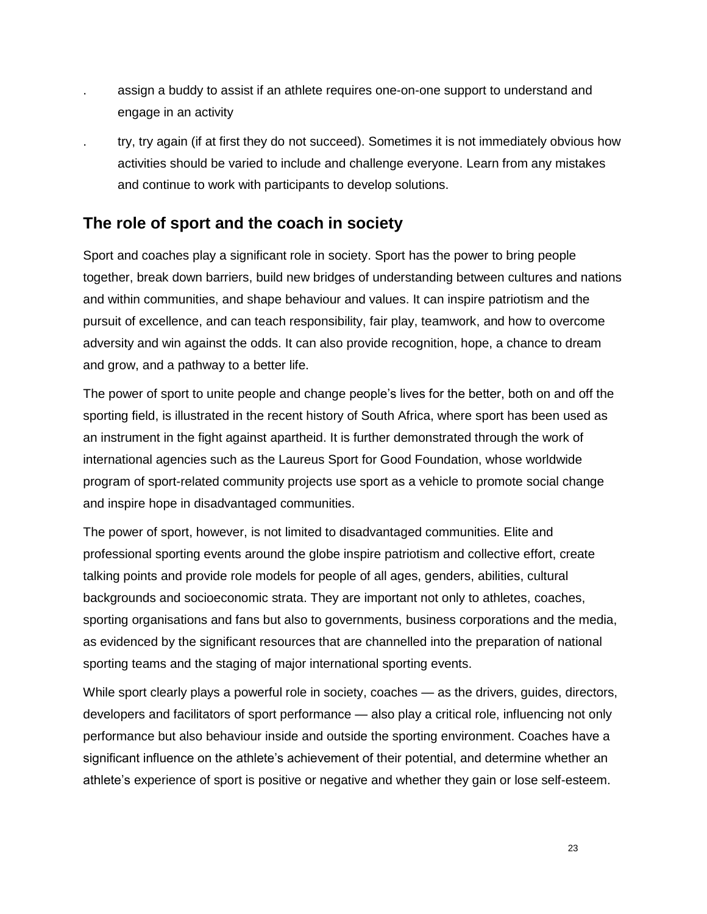- assign a buddy to assist if an athlete requires one-on-one support to understand and engage in an activity
- try, try again (if at first they do not succeed). Sometimes it is not immediately obvious how activities should be varied to include and challenge everyone. Learn from any mistakes and continue to work with participants to develop solutions.

## The role of sport and the coach in society

Sport and coaches play a significant role in society. Sport has the power to bring people together, break down barriers, build new bridges of understanding between cultures and nations and within communities, and shape behaviour and values. It can inspire patriotism and the pursuit of excellence, and can teach responsibility, fair play, teamwork, and how to overcome adversity and win against the odds. It can also provide recognition, hope, a chance to dream and grow, and a pathway to a better life.

The power of sport to unite people and change people's lives for the better, both on and off the sporting field, is illustrated in the recent history of South Africa, where sport has been used as an instrument in the fight against apartheid. It is further demonstrated through the work of international agencies such as the Laureus Sport for Good Foundation, whose worldwide program of sport-related community projects use sport as a vehicle to promote social change and inspire hope in disadvantaged communities.

The power of sport, however, is not limited to disadvantaged communities. Elite and professional sporting events around the globe inspire patriotism and collective effort, create talking points and provide role models for people of all ages, genders, abilities, cultural backgrounds and socioeconomic strata. They are important not only to athletes, coaches, sporting organisations and fans but also to governments, business corporations and the media, as evidenced by the significant resources that are channelled into the preparation of national sporting teams and the staging of major international sporting events.

While sport clearly plays a powerful role in society, coaches — as the drivers, guides, directors, developers and facilitators of sport performance — also play a critical role, influencing not only performance but also behaviour inside and outside the sporting environment. Coaches have a significant influence on the athlete's achievement of their potential, and determine whether an athlete's experience of sport is positive or negative and whether they gain or lose self-esteem.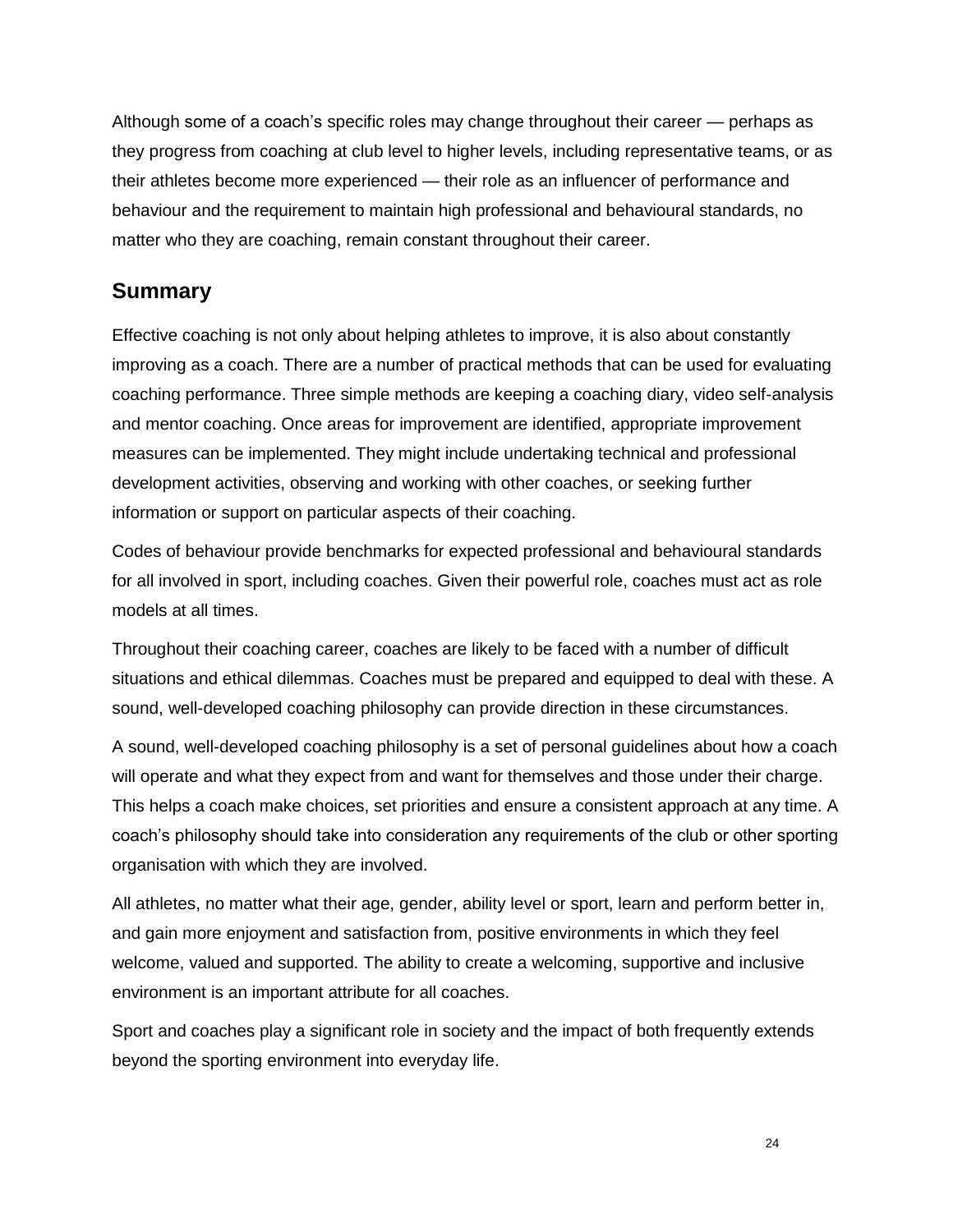Although some of a coach's specific roles may change throughout their career — perhaps as they progress from coaching at club level to higher levels, including representative teams, or as their athletes become more experienced — their role as an influencer of performance and behaviour and the requirement to maintain high professional and behavioural standards, no matter who they are coaching, remain constant throughout their career.

## Summary

Effective coaching is not only about helping athletes to improve, it is also about constantly improving as a coach. There are a number of practical methods that can be used for evaluating coaching performance. Three simple methods are keeping a coaching diary, video self-analysis and mentor coaching. Once areas for improvement are identified, appropriate improvement measures can be implemented. They might include undertaking technical and professional development activities, observing and working with other coaches, or seeking further information or support on particular aspects of their coaching.

Codes of behaviour provide benchmarks for expected professional and behavioural standards for all involved in sport, including coaches. Given their powerful role, coaches must act as role models at all times.

Throughout their coaching career, coaches are likely to be faced with a number of difficult situations and ethical dilemmas. Coaches must be prepared and equipped to deal with these. A sound, well-developed coaching philosophy can provide direction in these circumstances.

A sound, well-developed coaching philosophy is a set of personal guidelines about how a coach will operate and what they expect from and want for themselves and those under their charge. This helps a coach make choices, set priorities and ensure a consistent approach at any time. A coach's philosophy should take into consideration any requirements of the club or other sporting organisation with which they are involved.

All athletes, no matter what their age, gender, ability level or sport, learn and perform better in, and gain more enjoyment and satisfaction from, positive environments in which they feel welcome, valued and supported. The ability to create a welcoming, supportive and inclusive environment is an important attribute for all coaches.

Sport and coaches play a significant role in society and the impact of both frequently extends beyond the sporting environment into everyday life.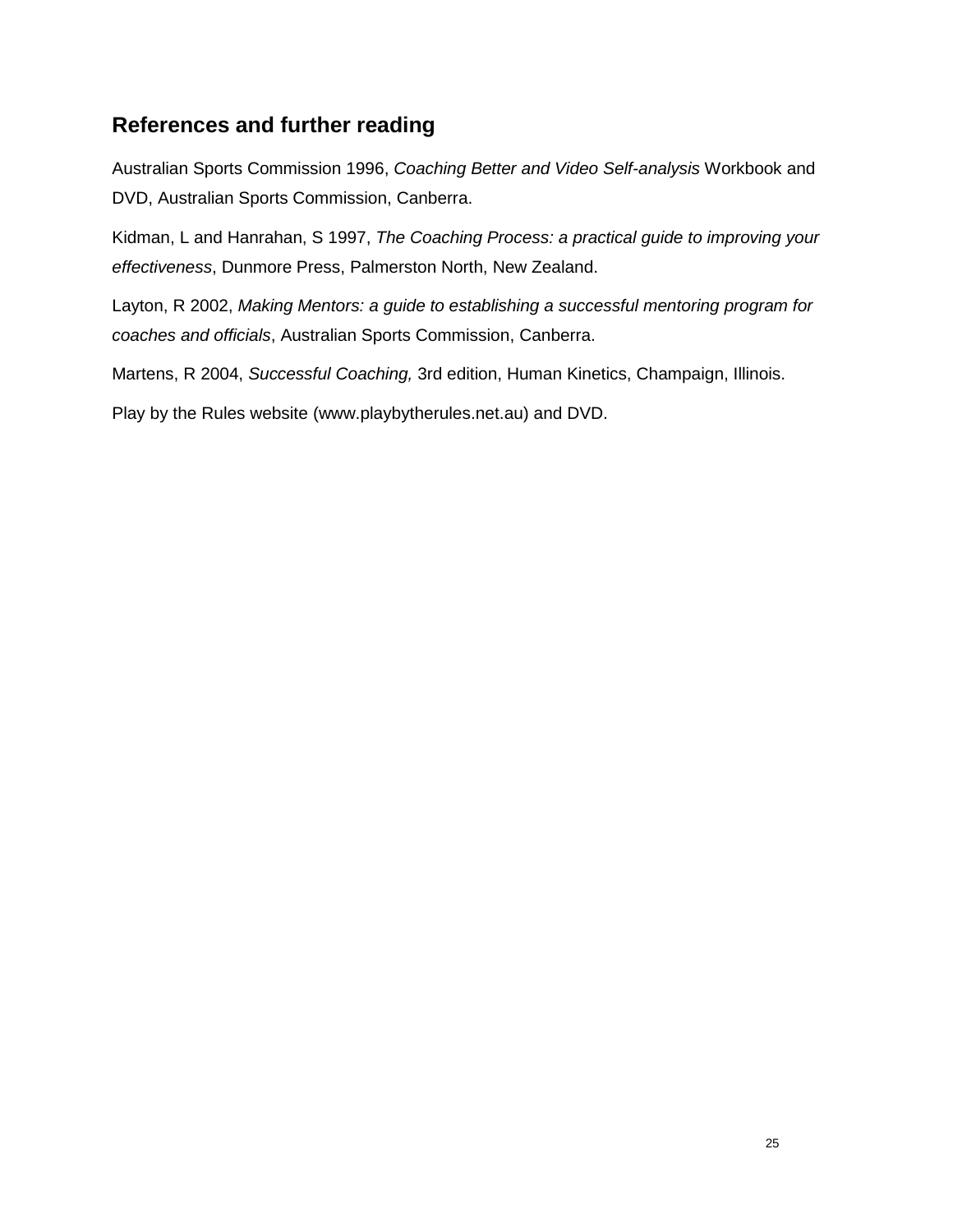## References and further reading

Australian Sports Commission 1996, *Coaching Better and Video Self-analysis* Workbook and DVD, Australian Sports Commission, Canberra.

Kidman, L and Hanrahan, S 1997, *The Coaching Process: a practical guide to improving your effectiveness*, Dunmore Press, Palmerston North, New Zealand.

Layton, R 2002, *Making Mentors: a guide to establishing a successful mentoring program for coaches and officials*, Australian Sports Commission, Canberra.

Martens, R 2004, *Successful Coaching,* 3rd edition, Human Kinetics, Champaign, Illinois.

Play by the Rules website (www.playbytherules.net.au) and DVD.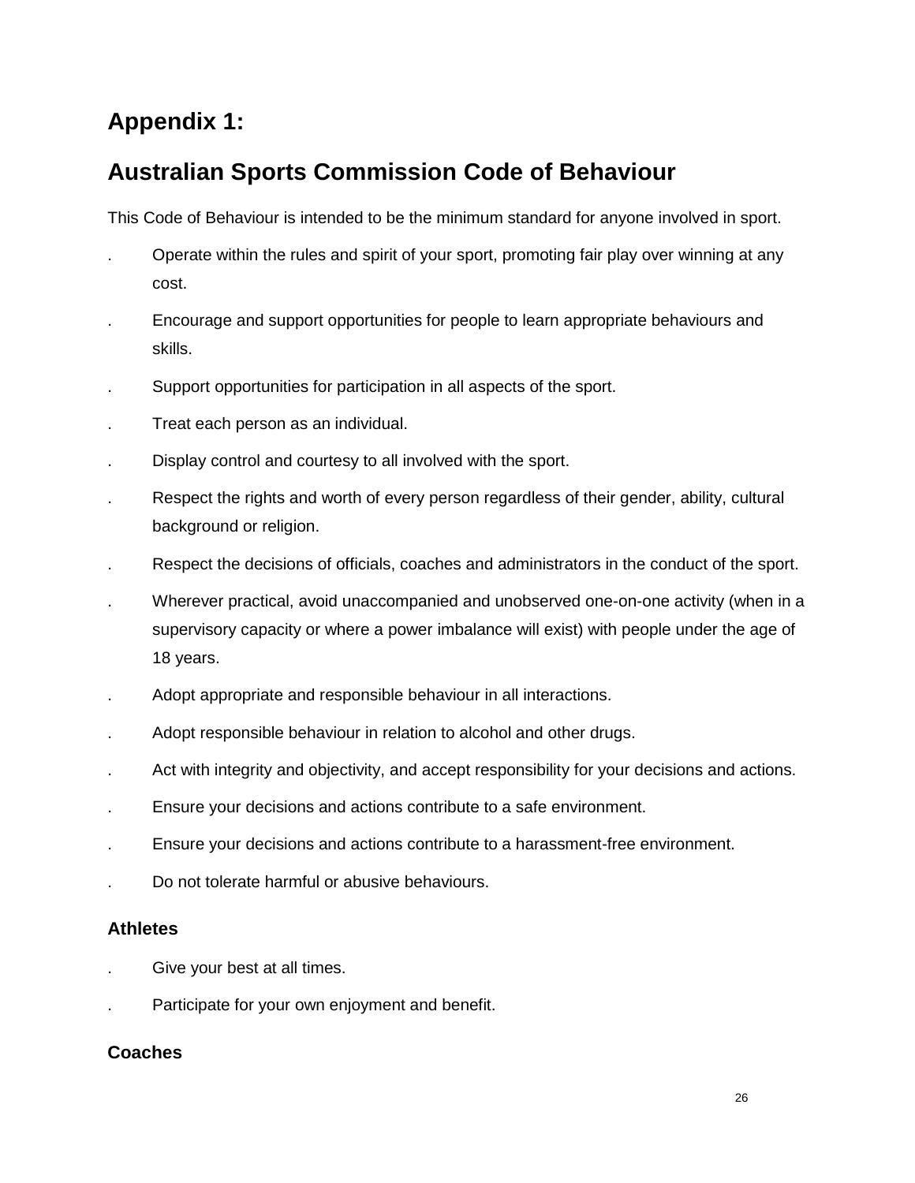## Appendix 1:

## Australian Sports Commission Code of Behaviour

This Code of Behaviour is intended to be the minimum standard for anyone involved in sport.

- Operate within the rules and spirit of your sport, promoting fair play over winning at any cost.
- Encourage and support opportunities for people to learn appropriate behaviours and skills.
- Support opportunities for participation in all aspects of the sport.
- Treat each person as an individual.
- Display control and courtesy to all involved with the sport.
- Respect the rights and worth of every person regardless of their gender, ability, cultural background or religion.
- Respect the decisions of officials, coaches and administrators in the conduct of the sport.
- Wherever practical, avoid unaccompanied and unobserved one-on-one activity (when in a supervisory capacity or where a power imbalance will exist) with people under the age of 18 years.
- Adopt appropriate and responsible behaviour in all interactions.
- Adopt responsible behaviour in relation to alcohol and other drugs.
- Act with integrity and objectivity, and accept responsibility for your decisions and actions.
- Ensure your decisions and actions contribute to a safe environment.
- Ensure your decisions and actions contribute to a harassment-free environment.
- Do not tolerate harmful or abusive behaviours.

### Athletes

- Give your best at all times.
- Participate for your own enjoyment and benefit.

### Coaches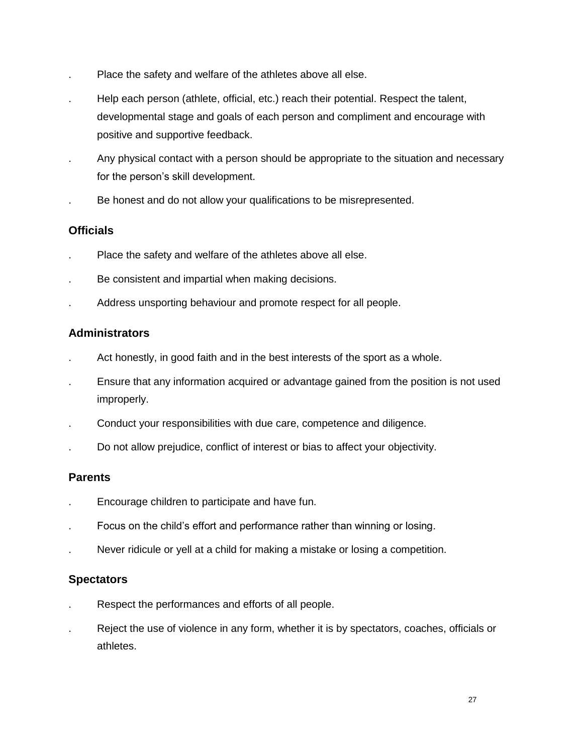- Place the safety and welfare of the athletes above all else.
- Help each person (athlete, official, etc.) reach their potential. Respect the talent, developmental stage and goals of each person and compliment and encourage with positive and supportive feedback.
- Any physical contact with a person should be appropriate to the situation and necessary for the person's skill development.
- Be honest and do not allow your qualifications to be misrepresented.

### Officials

- Place the safety and welfare of the athletes above all else.
- Be consistent and impartial when making decisions.
- Address unsporting behaviour and promote respect for all people.

### Administrators

- Act honestly, in good faith and in the best interests of the sport as a whole.
- Ensure that any information acquired or advantage gained from the position is not used improperly.
- Conduct your responsibilities with due care, competence and diligence.
- Do not allow prejudice, conflict of interest or bias to affect your objectivity.

### Parents

- Encourage children to participate and have fun.
- Focus on the child's effort and performance rather than winning or losing.
- Never ridicule or yell at a child for making a mistake or losing a competition.

### Spectators

- Respect the performances and efforts of all people.
- Reject the use of violence in any form, whether it is by spectators, coaches, officials or athletes.